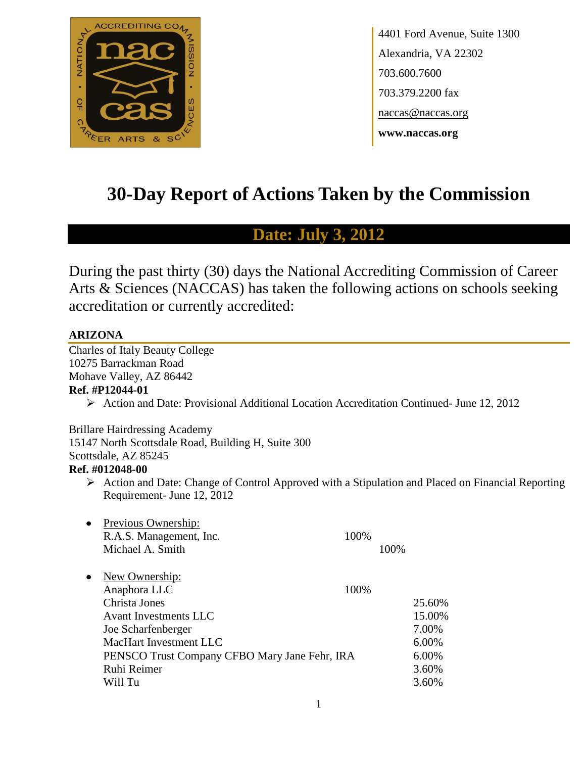4401 Ford Avenue, Suite 1300
Alexandria, VA 22302
703.600.7600
703.379.2200 fax
naccas@naccas.org
**www.naccas.org**

# 30-Day Report of Actions Taken by the Commission

## Date: July 3, 2012

During the past thirty (30) days the National Accrediting Commission of Career Arts & Sciences (NACCAS) has taken the following actions on schools seeking accreditation or currently accredited:

**ARIZONA**

Charles of Italy Beauty College
10275 Barrackman Road
Mohave Valley, AZ 86442
**Ref. #P12044-01**

- Action and Date: Provisional Additional Location Accreditation Continued- June 12, 2012

Brillare Hairdressing Academy
15147 North Scottsdale Road, Building H, Suite 300
Scottsdale, AZ 85245
**Ref. #012048-00**

- Action and Date: Change of Control Approved with a Stipulation and Placed on Financial Reporting Requirement- June 12, 2012

- Previous Ownership:

| | | |
|---|---|---|
| R.A.S. Management, Inc. | 100% | |
| Michael A. Smith | | 100% |

- New Ownership:

| | | |
|---|---|---|
| Anaphora LLC | 100% | |
| Christa Jones | | 25.60% |
| Avant Investments LLC | | 15.00% |
| Joe Scharfenberger | | 7.00% |
| MacHart Investment LLC | | 6.00% |
| PENSCO Trust Company CFBO Mary Jane Fehr, IRA | | 6.00% |
| Ruhi Reimer | | 3.60% |
| Will Tu | | 3.60% |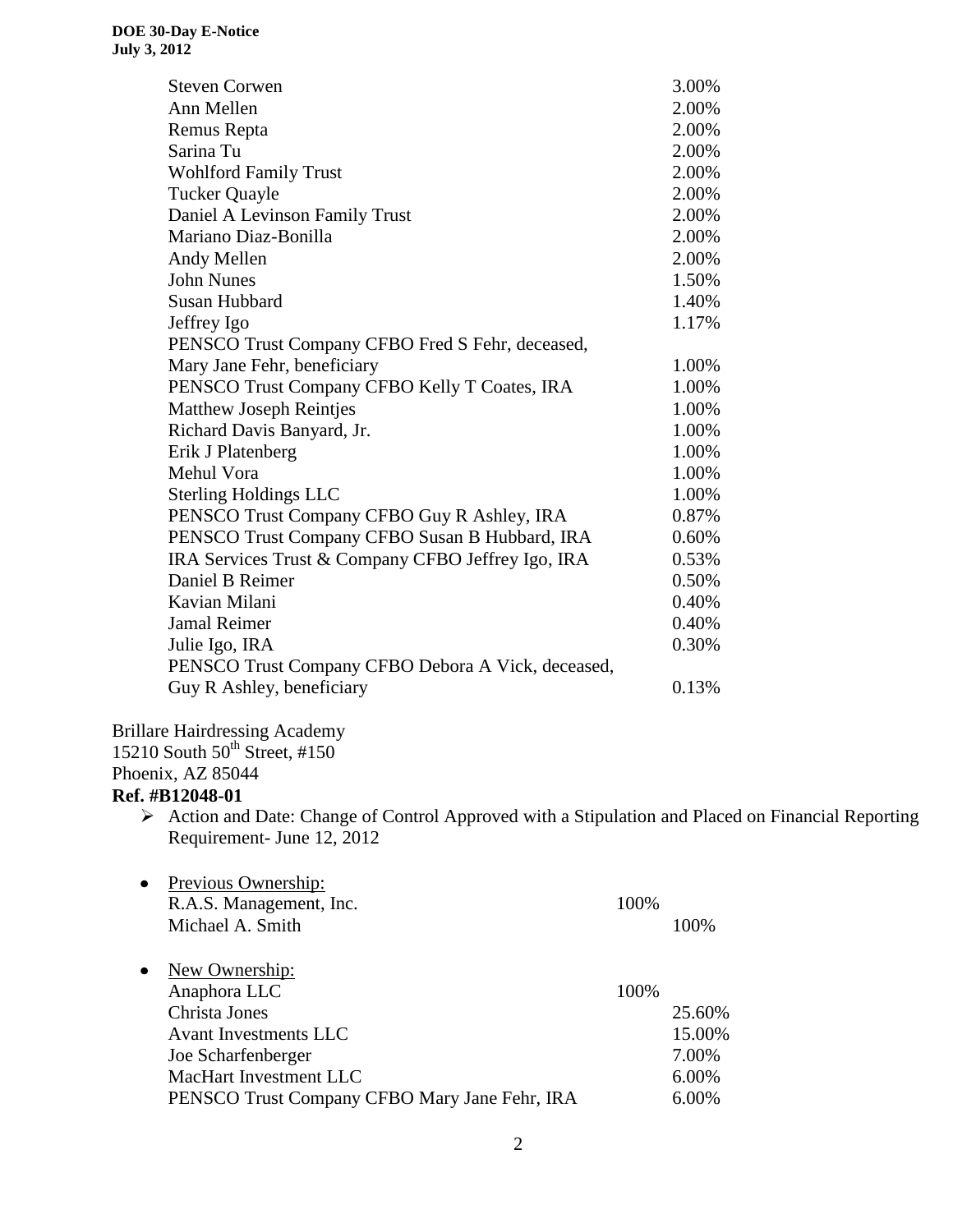| | |
|---|---|
| Steven Corwen | 3.00% |
| Ann Mellen | 2.00% |
| Remus Repta | 2.00% |
| Sarina Tu | 2.00% |
| Wohlford Family Trust | 2.00% |
| Tucker Quayle | 2.00% |
| Daniel A Levinson Family Trust | 2.00% |
| Mariano Diaz-Bonilla | 2.00% |
| Andy Mellen | 2.00% |
| John Nunes | 1.50% |
| Susan Hubbard | 1.40% |
| Jeffrey Igo | 1.17% |
| PENSCO Trust Company CFBO Fred S Fehr, deceased, Mary Jane Fehr, beneficiary | 1.00% |
| PENSCO Trust Company CFBO Kelly T Coates, IRA | 1.00% |
| Matthew Joseph Reintjes | 1.00% |
| Richard Davis Banyard, Jr. | 1.00% |
| Erik J Platenberg | 1.00% |
| Mehul Vora | 1.00% |
| Sterling Holdings LLC | 1.00% |
| PENSCO Trust Company CFBO Guy R Ashley, IRA | 0.87% |
| PENSCO Trust Company CFBO Susan B Hubbard, IRA | 0.60% |
| IRA Services Trust & Company CFBO Jeffrey Igo, IRA | 0.53% |
| Daniel B Reimer | 0.50% |
| Kavian Milani | 0.40% |
| Jamal Reimer | 0.40% |
| Julie Igo, IRA | 0.30% |
| PENSCO Trust Company CFBO Debora A Vick, deceased, Guy R Ashley, beneficiary | 0.13% |

Brillare Hairdressing Academy
15210 South 50th Street, #150
Phoenix, AZ 85044
**Ref. #B12048-01**

- Action and Date: Change of Control Approved with a Stipulation and Placed on Financial Reporting Requirement- June 12, 2012

- Previous Ownership:

| | | |
|---|---|---|
| R.A.S. Management, Inc. | 100% | |
| Michael A. Smith | | 100% |

- New Ownership:

| | | |
|---|---|---|
| Anaphora LLC | 100% | |
| Christa Jones | | 25.60% |
| Avant Investments LLC | | 15.00% |
| Joe Scharfenberger | | 7.00% |
| MacHart Investment LLC | | 6.00% |
| PENSCO Trust Company CFBO Mary Jane Fehr, IRA | | 6.00% |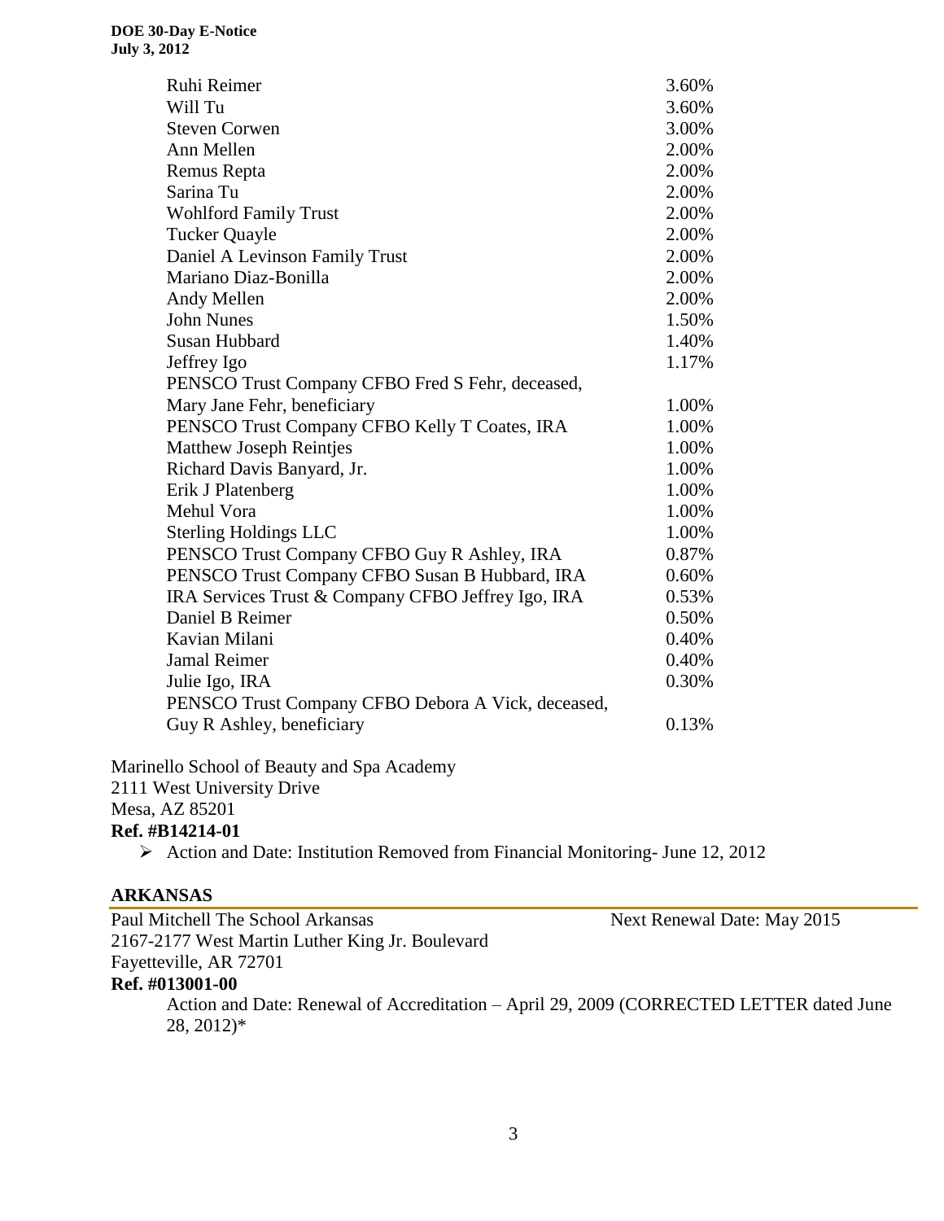| | |
|---|---|
| Ruhi Reimer | 3.60% |
| Will Tu | 3.60% |
| Steven Corwen | 3.00% |
| Ann Mellen | 2.00% |
| Remus Repta | 2.00% |
| Sarina Tu | 2.00% |
| Wohlford Family Trust | 2.00% |
| Tucker Quayle | 2.00% |
| Daniel A Levinson Family Trust | 2.00% |
| Mariano Diaz-Bonilla | 2.00% |
| Andy Mellen | 2.00% |
| John Nunes | 1.50% |
| Susan Hubbard | 1.40% |
| Jeffrey Igo | 1.17% |
| PENSCO Trust Company CFBO Fred S Fehr, deceased, Mary Jane Fehr, beneficiary | 1.00% |
| PENSCO Trust Company CFBO Kelly T Coates, IRA | 1.00% |
| Matthew Joseph Reintjes | 1.00% |
| Richard Davis Banyard, Jr. | 1.00% |
| Erik J Platenberg | 1.00% |
| Mehul Vora | 1.00% |
| Sterling Holdings LLC | 1.00% |
| PENSCO Trust Company CFBO Guy R Ashley, IRA | 0.87% |
| PENSCO Trust Company CFBO Susan B Hubbard, IRA | 0.60% |
| IRA Services Trust & Company CFBO Jeffrey Igo, IRA | 0.53% |
| Daniel B Reimer | 0.50% |
| Kavian Milani | 0.40% |
| Jamal Reimer | 0.40% |
| Julie Igo, IRA | 0.30% |
| PENSCO Trust Company CFBO Debora A Vick, deceased, Guy R Ashley, beneficiary | 0.13% |

Marinello School of Beauty and Spa Academy
2111 West University Drive
Mesa, AZ 85201
**Ref. #B14214-01**

- Action and Date: Institution Removed from Financial Monitoring- June 12, 2012

## ARKANSAS

Paul Mitchell The School Arkansas — Next Renewal Date: May 2015
2167-2177 West Martin Luther King Jr. Boulevard
Fayetteville, AR 72701
**Ref. #013001-00**

Action and Date: Renewal of Accreditation – April 29, 2009 (CORRECTED LETTER dated June 28, 2012)*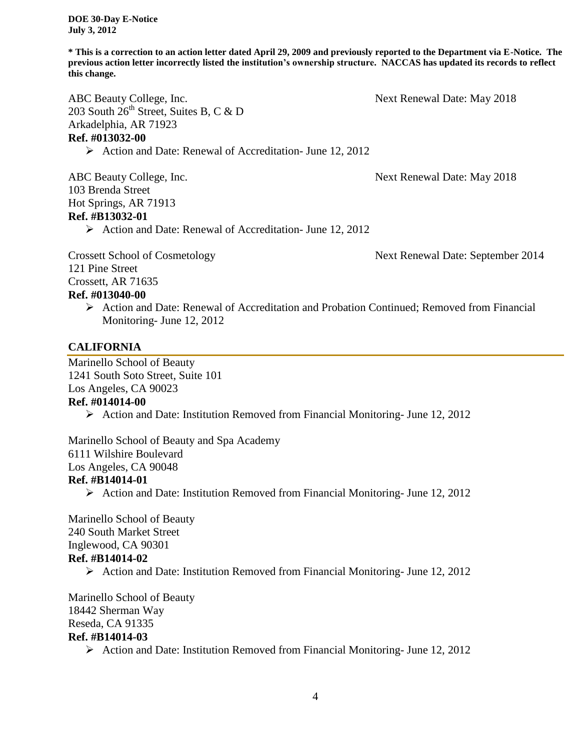**\* This is a correction to an action letter dated April 29, 2009 and previously reported to the Department via E-Notice. The previous action letter incorrectly listed the institution's ownership structure. NACCAS has updated its records to reflect this change.**

ABC Beauty College, Inc.  
203 South 26th Street, Suites B, C & D  
Arkadelphia, AR 71923  
Next Renewal Date: May 2018  
**Ref. #013032-00**

- Action and Date: Renewal of Accreditation- June 12, 2012

ABC Beauty College, Inc.  
103 Brenda Street  
Hot Springs, AR 71913  
Next Renewal Date: May 2018  
**Ref. #B13032-01**

- Action and Date: Renewal of Accreditation- June 12, 2012

Crossett School of Cosmetology  
121 Pine Street  
Crossett, AR 71635  
Next Renewal Date: September 2014  
**Ref. #013040-00**

- Action and Date: Renewal of Accreditation and Probation Continued; Removed from Financial Monitoring- June 12, 2012

## CALIFORNIA

Marinello School of Beauty  
1241 South Soto Street, Suite 101  
Los Angeles, CA 90023  
**Ref. #014014-00**

- Action and Date: Institution Removed from Financial Monitoring- June 12, 2012

Marinello School of Beauty and Spa Academy  
6111 Wilshire Boulevard  
Los Angeles, CA 90048  
**Ref. #B14014-01**

- Action and Date: Institution Removed from Financial Monitoring- June 12, 2012

Marinello School of Beauty  
240 South Market Street  
Inglewood, CA 90301  
**Ref. #B14014-02**

- Action and Date: Institution Removed from Financial Monitoring- June 12, 2012

Marinello School of Beauty  
18442 Sherman Way  
Reseda, CA 91335  
**Ref. #B14014-03**

- Action and Date: Institution Removed from Financial Monitoring- June 12, 2012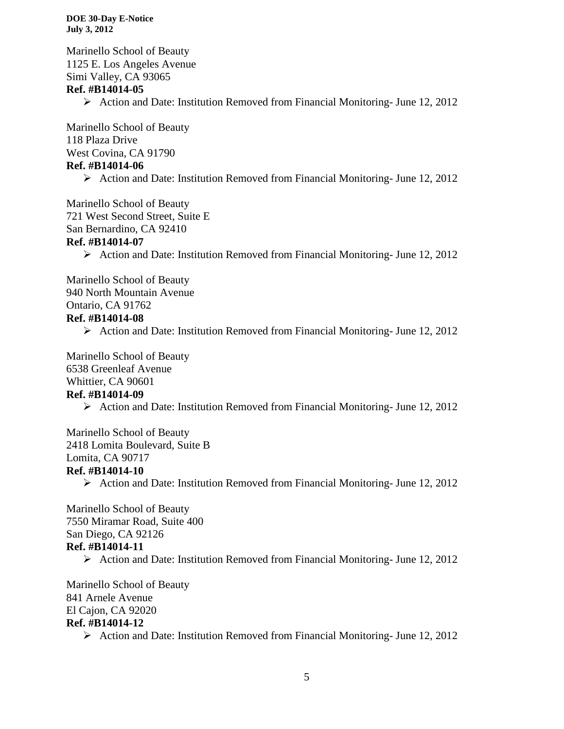Marinello School of Beauty
1125 E. Los Angeles Avenue
Simi Valley, CA 93065
**Ref. #B14014-05**

- Action and Date: Institution Removed from Financial Monitoring- June 12, 2012

Marinello School of Beauty
118 Plaza Drive
West Covina, CA 91790
**Ref. #B14014-06**

- Action and Date: Institution Removed from Financial Monitoring- June 12, 2012

Marinello School of Beauty
721 West Second Street, Suite E
San Bernardino, CA 92410
**Ref. #B14014-07**

- Action and Date: Institution Removed from Financial Monitoring- June 12, 2012

Marinello School of Beauty
940 North Mountain Avenue
Ontario, CA 91762
**Ref. #B14014-08**

- Action and Date: Institution Removed from Financial Monitoring- June 12, 2012

Marinello School of Beauty
6538 Greenleaf Avenue
Whittier, CA 90601
**Ref. #B14014-09**

- Action and Date: Institution Removed from Financial Monitoring- June 12, 2012

Marinello School of Beauty
2418 Lomita Boulevard, Suite B
Lomita, CA 90717
**Ref. #B14014-10**

- Action and Date: Institution Removed from Financial Monitoring- June 12, 2012

Marinello School of Beauty
7550 Miramar Road, Suite 400
San Diego, CA 92126
**Ref. #B14014-11**

- Action and Date: Institution Removed from Financial Monitoring- June 12, 2012

Marinello School of Beauty
841 Arnele Avenue
El Cajon, CA 92020
**Ref. #B14014-12**

- Action and Date: Institution Removed from Financial Monitoring- June 12, 2012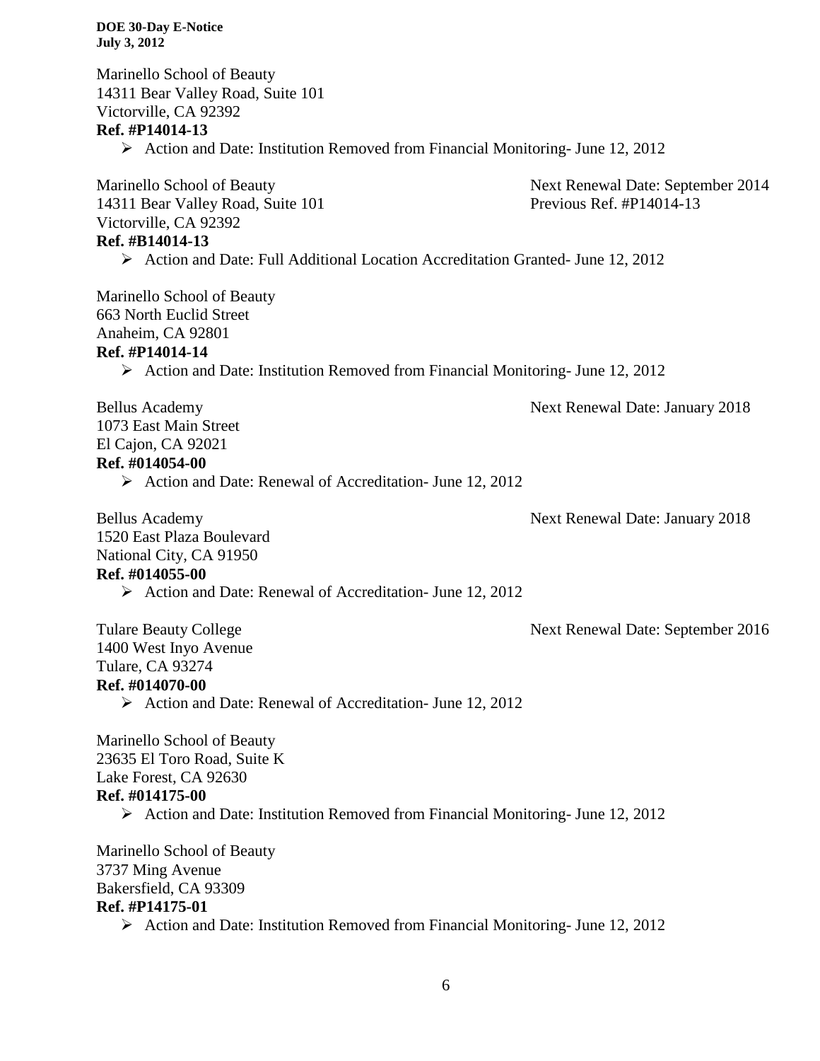Marinello School of Beauty
14311 Bear Valley Road, Suite 101
Victorville, CA 92392
**Ref. #P14014-13**

- Action and Date: Institution Removed from Financial Monitoring- June 12, 2012

Marinello School of Beauty
14311 Bear Valley Road, Suite 101
Victorville, CA 92392
**Ref. #B14014-13**

Next Renewal Date: September 2014
Previous Ref. #P14014-13

- Action and Date: Full Additional Location Accreditation Granted- June 12, 2012

Marinello School of Beauty
663 North Euclid Street
Anaheim, CA 92801
**Ref. #P14014-14**

- Action and Date: Institution Removed from Financial Monitoring- June 12, 2012

Bellus Academy
1073 East Main Street
El Cajon, CA 92021
**Ref. #014054-00**

Next Renewal Date: January 2018

- Action and Date: Renewal of Accreditation- June 12, 2012

Bellus Academy
1520 East Plaza Boulevard
National City, CA 91950
**Ref. #014055-00**

Next Renewal Date: January 2018

- Action and Date: Renewal of Accreditation- June 12, 2012

Tulare Beauty College
1400 West Inyo Avenue
Tulare, CA 93274
**Ref. #014070-00**

Next Renewal Date: September 2016

- Action and Date: Renewal of Accreditation- June 12, 2012

Marinello School of Beauty
23635 El Toro Road, Suite K
Lake Forest, CA 92630
**Ref. #014175-00**

- Action and Date: Institution Removed from Financial Monitoring- June 12, 2012

Marinello School of Beauty
3737 Ming Avenue
Bakersfield, CA 93309
**Ref. #P14175-01**

- Action and Date: Institution Removed from Financial Monitoring- June 12, 2012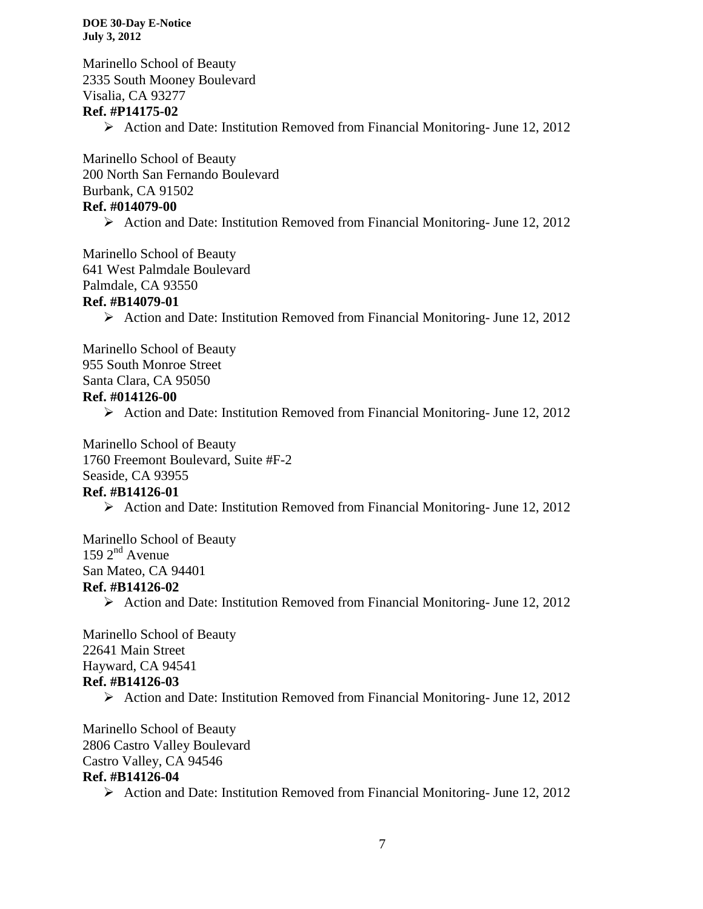Marinello School of Beauty
2335 South Mooney Boulevard
Visalia, CA 93277
**Ref. #P14175-02**

- Action and Date: Institution Removed from Financial Monitoring- June 12, 2012

Marinello School of Beauty
200 North San Fernando Boulevard
Burbank, CA 91502
**Ref. #014079-00**

- Action and Date: Institution Removed from Financial Monitoring- June 12, 2012

Marinello School of Beauty
641 West Palmdale Boulevard
Palmdale, CA 93550
**Ref. #B14079-01**

- Action and Date: Institution Removed from Financial Monitoring- June 12, 2012

Marinello School of Beauty
955 South Monroe Street
Santa Clara, CA 95050
**Ref. #014126-00**

- Action and Date: Institution Removed from Financial Monitoring- June 12, 2012

Marinello School of Beauty
1760 Freemont Boulevard, Suite #F-2
Seaside, CA 93955
**Ref. #B14126-01**

- Action and Date: Institution Removed from Financial Monitoring- June 12, 2012

Marinello School of Beauty
159 2nd Avenue
San Mateo, CA 94401
**Ref. #B14126-02**

- Action and Date: Institution Removed from Financial Monitoring- June 12, 2012

Marinello School of Beauty
22641 Main Street
Hayward, CA 94541
**Ref. #B14126-03**

- Action and Date: Institution Removed from Financial Monitoring- June 12, 2012

Marinello School of Beauty
2806 Castro Valley Boulevard
Castro Valley, CA 94546
**Ref. #B14126-04**

- Action and Date: Institution Removed from Financial Monitoring- June 12, 2012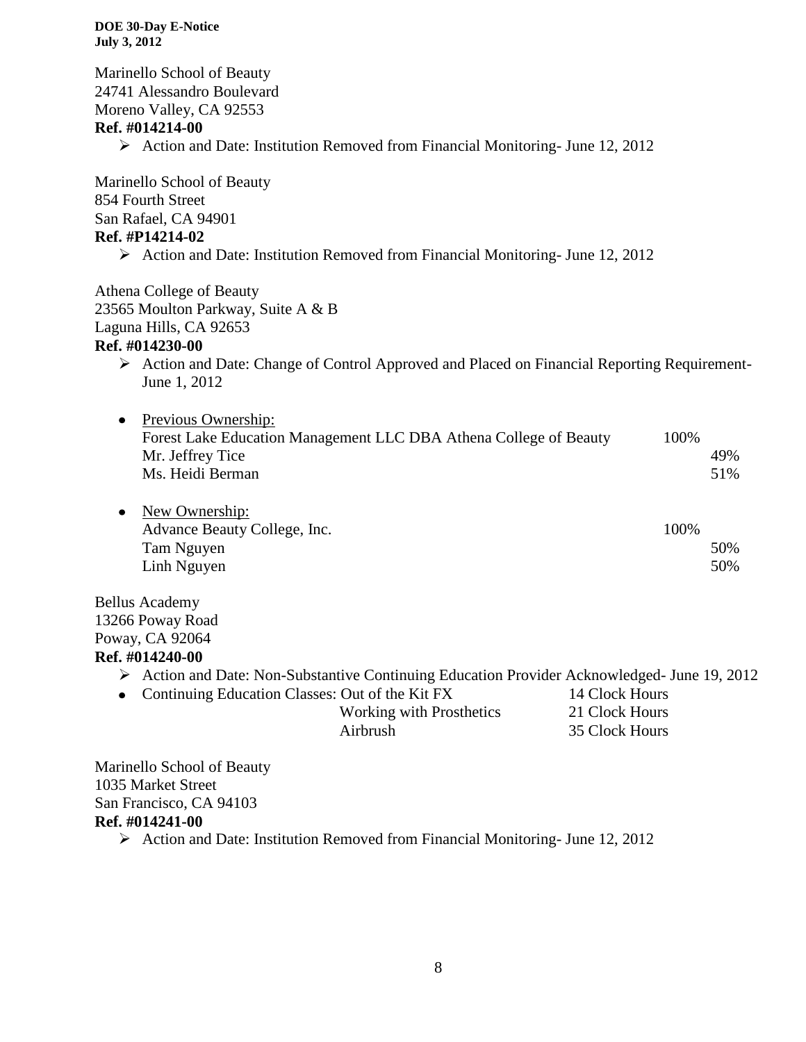Marinello School of Beauty
24741 Alessandro Boulevard
Moreno Valley, CA 92553
**Ref. #014214-00**

- Action and Date: Institution Removed from Financial Monitoring- June 12, 2012

Marinello School of Beauty
854 Fourth Street
San Rafael, CA 94901
**Ref. #P14214-02**

- Action and Date: Institution Removed from Financial Monitoring- June 12, 2012

Athena College of Beauty
23565 Moulton Parkway, Suite A & B
Laguna Hills, CA 92653
**Ref. #014230-00**

- Action and Date: Change of Control Approved and Placed on Financial Reporting Requirement- June 1, 2012

- Previous Ownership:

| | | |
|---|---|---|
| Forest Lake Education Management LLC DBA Athena College of Beauty | 100% | |
| Mr. Jeffrey Tice | | 49% |
| Ms. Heidi Berman | | 51% |

- New Ownership:

| | | |
|---|---|---|
| Advance Beauty College, Inc. | 100% | |
| Tam Nguyen | | 50% |
| Linh Nguyen | | 50% |

Bellus Academy
13266 Poway Road
Poway, CA 92064
**Ref. #014240-00**

- Action and Date: Non-Substantive Continuing Education Provider Acknowledged- June 19, 2012
- Continuing Education Classes:

| | |
|---|---|
| Out of the Kit FX | 14 Clock Hours |
| Working with Prosthetics | 21 Clock Hours |
| Airbrush | 35 Clock Hours |

Marinello School of Beauty
1035 Market Street
San Francisco, CA 94103
**Ref. #014241-00**

- Action and Date: Institution Removed from Financial Monitoring- June 12, 2012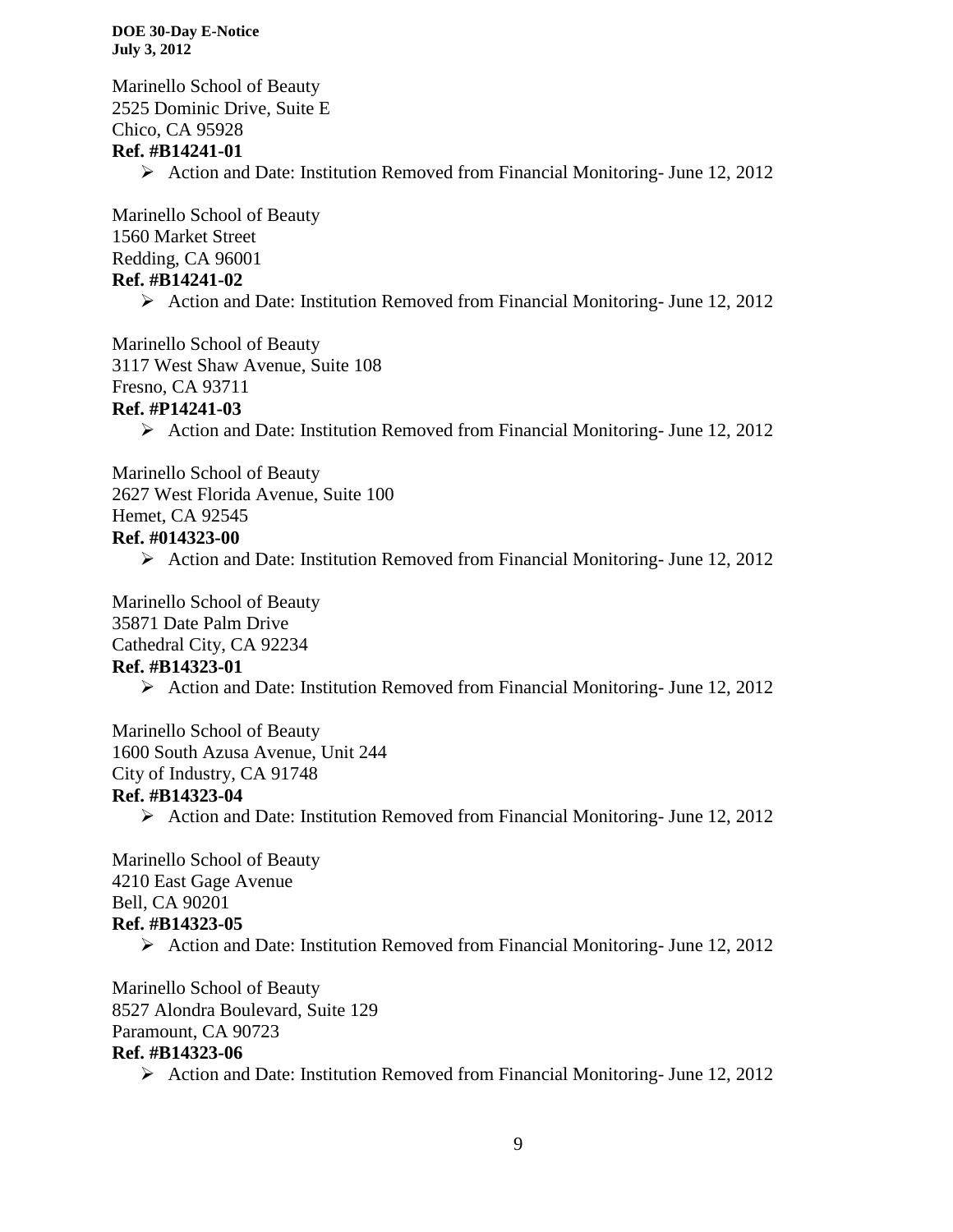Marinello School of Beauty
2525 Dominic Drive, Suite E
Chico, CA 95928
**Ref. #B14241-01**

- Action and Date: Institution Removed from Financial Monitoring- June 12, 2012

Marinello School of Beauty
1560 Market Street
Redding, CA 96001
**Ref. #B14241-02**

- Action and Date: Institution Removed from Financial Monitoring- June 12, 2012

Marinello School of Beauty
3117 West Shaw Avenue, Suite 108
Fresno, CA 93711
**Ref. #P14241-03**

- Action and Date: Institution Removed from Financial Monitoring- June 12, 2012

Marinello School of Beauty
2627 West Florida Avenue, Suite 100
Hemet, CA 92545
**Ref. #014323-00**

- Action and Date: Institution Removed from Financial Monitoring- June 12, 2012

Marinello School of Beauty
35871 Date Palm Drive
Cathedral City, CA 92234
**Ref. #B14323-01**

- Action and Date: Institution Removed from Financial Monitoring- June 12, 2012

Marinello School of Beauty
1600 South Azusa Avenue, Unit 244
City of Industry, CA 91748
**Ref. #B14323-04**

- Action and Date: Institution Removed from Financial Monitoring- June 12, 2012

Marinello School of Beauty
4210 East Gage Avenue
Bell, CA 90201
**Ref. #B14323-05**

- Action and Date: Institution Removed from Financial Monitoring- June 12, 2012

Marinello School of Beauty
8527 Alondra Boulevard, Suite 129
Paramount, CA 90723
**Ref. #B14323-06**

- Action and Date: Institution Removed from Financial Monitoring- June 12, 2012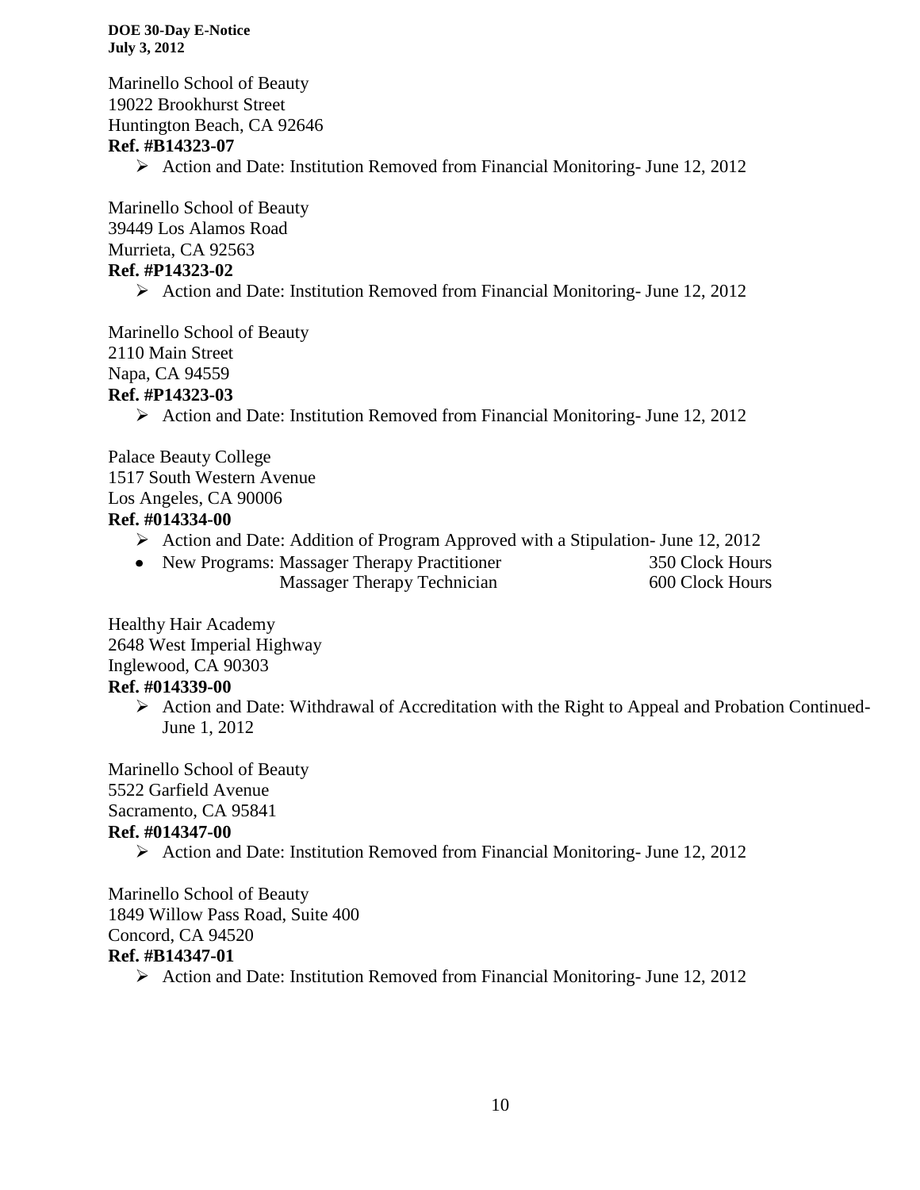Marinello School of Beauty
19022 Brookhurst Street
Huntington Beach, CA 92646
**Ref. #B14323-07**

- Action and Date: Institution Removed from Financial Monitoring- June 12, 2012

Marinello School of Beauty
39449 Los Alamos Road
Murrieta, CA 92563
**Ref. #P14323-02**

- Action and Date: Institution Removed from Financial Monitoring- June 12, 2012

Marinello School of Beauty
2110 Main Street
Napa, CA 94559
**Ref. #P14323-03**

- Action and Date: Institution Removed from Financial Monitoring- June 12, 2012

Palace Beauty College
1517 South Western Avenue
Los Angeles, CA 90006
**Ref. #014334-00**

- Action and Date: Addition of Program Approved with a Stipulation- June 12, 2012
- New Programs: Massager Therapy Practitioner 350 Clock Hours
  Massager Therapy Technician 600 Clock Hours

Healthy Hair Academy
2648 West Imperial Highway
Inglewood, CA 90303
**Ref. #014339-00**

- Action and Date: Withdrawal of Accreditation with the Right to Appeal and Probation Continued- June 1, 2012

Marinello School of Beauty
5522 Garfield Avenue
Sacramento, CA 95841
**Ref. #014347-00**

- Action and Date: Institution Removed from Financial Monitoring- June 12, 2012

Marinello School of Beauty
1849 Willow Pass Road, Suite 400
Concord, CA 94520
**Ref. #B14347-01**

- Action and Date: Institution Removed from Financial Monitoring- June 12, 2012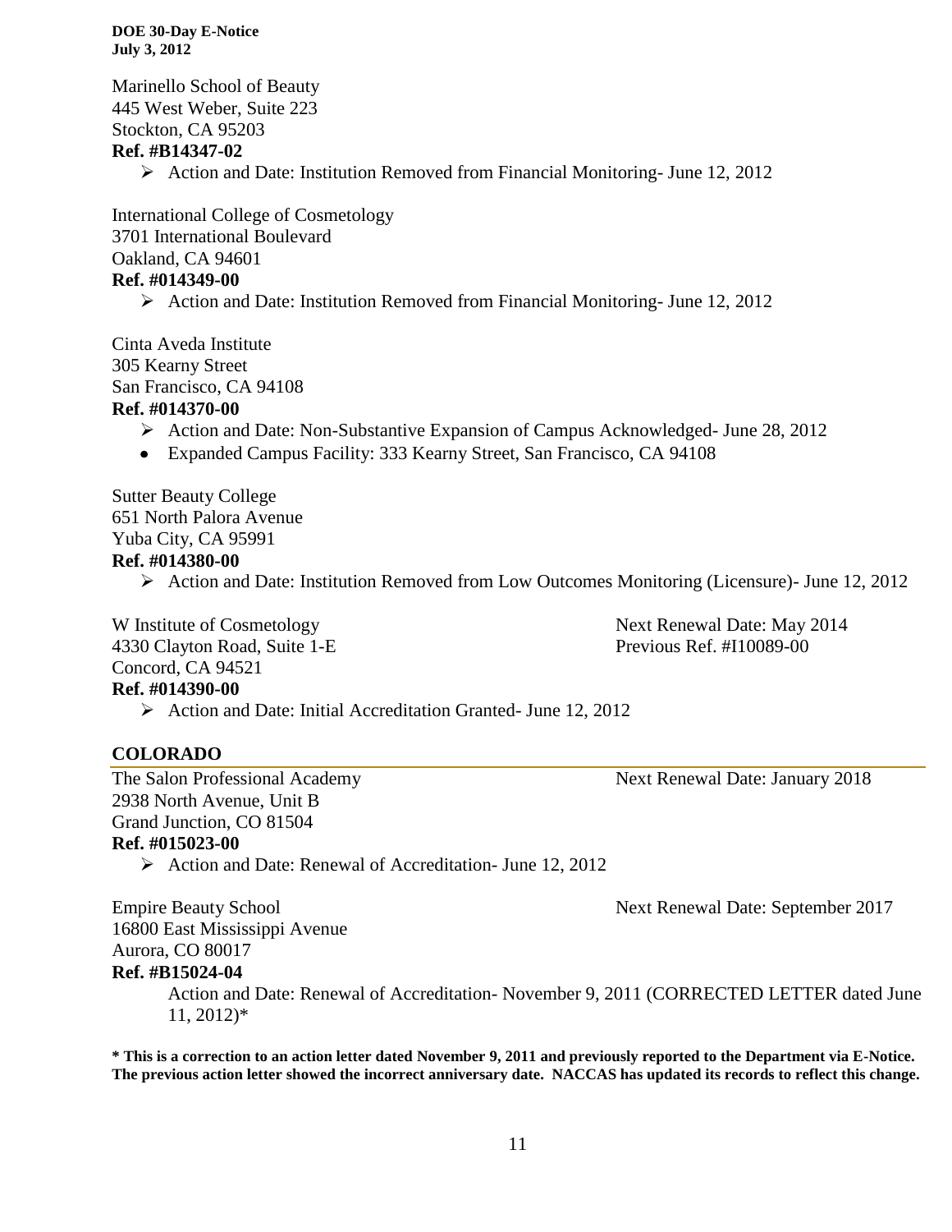Marinello School of Beauty
445 West Weber, Suite 223
Stockton, CA 95203
**Ref. #B14347-02**

- Action and Date: Institution Removed from Financial Monitoring- June 12, 2012

International College of Cosmetology
3701 International Boulevard
Oakland, CA 94601
**Ref. #014349-00**

- Action and Date: Institution Removed from Financial Monitoring- June 12, 2012

Cinta Aveda Institute
305 Kearny Street
San Francisco, CA 94108
**Ref. #014370-00**

- Action and Date: Non-Substantive Expansion of Campus Acknowledged- June 28, 2012
- Expanded Campus Facility: 333 Kearny Street, San Francisco, CA 94108

Sutter Beauty College
651 North Palora Avenue
Yuba City, CA 95991
**Ref. #014380-00**

- Action and Date: Institution Removed from Low Outcomes Monitoring (Licensure)- June 12, 2012

W Institute of Cosmetology
4330 Clayton Road, Suite 1-E
Concord, CA 94521
Next Renewal Date: May 2014
Previous Ref. #I10089-00
**Ref. #014390-00**

- Action and Date: Initial Accreditation Granted- June 12, 2012

## COLORADO

The Salon Professional Academy
2938 North Avenue, Unit B
Grand Junction, CO 81504
Next Renewal Date: January 2018
**Ref. #015023-00**

- Action and Date: Renewal of Accreditation- June 12, 2012

Empire Beauty School
16800 East Mississippi Avenue
Aurora, CO 80017
Next Renewal Date: September 2017
**Ref. #B15024-04**

Action and Date: Renewal of Accreditation- November 9, 2011 (CORRECTED LETTER dated June 11, 2012)*

**\* This is a correction to an action letter dated November 9, 2011 and previously reported to the Department via E-Notice. The previous action letter showed the incorrect anniversary date. NACCAS has updated its records to reflect this change.**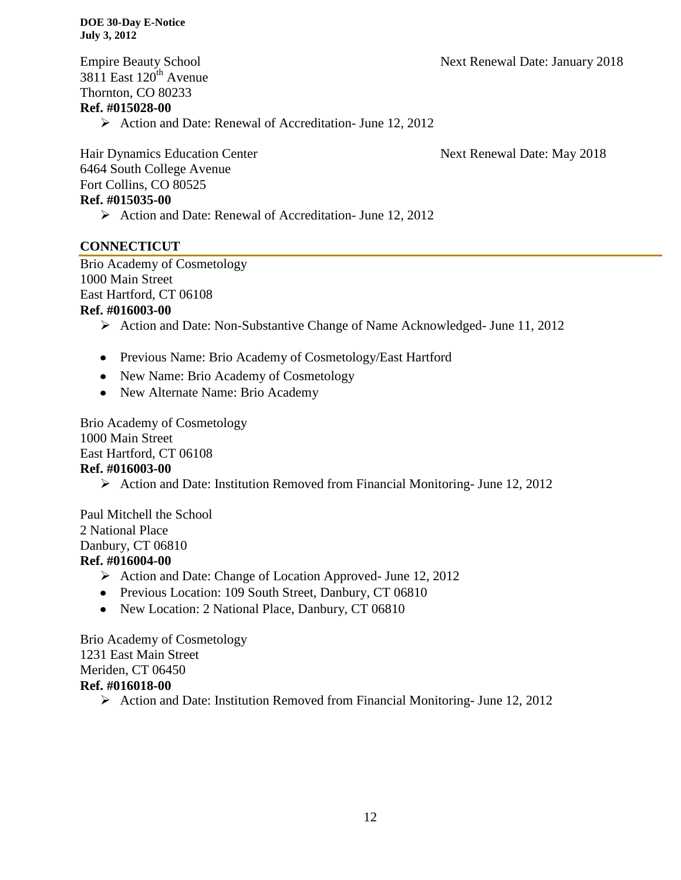Empire Beauty School Next Renewal Date: January 2018
3811 East 120th Avenue
Thornton, CO 80233
**Ref. #015028-00**

- Action and Date: Renewal of Accreditation- June 12, 2012

Hair Dynamics Education Center Next Renewal Date: May 2018
6464 South College Avenue
Fort Collins, CO 80525
**Ref. #015035-00**

- Action and Date: Renewal of Accreditation- June 12, 2012

## CONNECTICUT

Brio Academy of Cosmetology
1000 Main Street
East Hartford, CT 06108
**Ref. #016003-00**

- Action and Date: Non-Substantive Change of Name Acknowledged- June 11, 2012

- Previous Name: Brio Academy of Cosmetology/East Hartford
- New Name: Brio Academy of Cosmetology
- New Alternate Name: Brio Academy

Brio Academy of Cosmetology
1000 Main Street
East Hartford, CT 06108
**Ref. #016003-00**

- Action and Date: Institution Removed from Financial Monitoring- June 12, 2012

Paul Mitchell the School
2 National Place
Danbury, CT 06810
**Ref. #016004-00**

- Action and Date: Change of Location Approved- June 12, 2012
- Previous Location: 109 South Street, Danbury, CT 06810
- New Location: 2 National Place, Danbury, CT 06810

Brio Academy of Cosmetology
1231 East Main Street
Meriden, CT 06450
**Ref. #016018-00**

- Action and Date: Institution Removed from Financial Monitoring- June 12, 2012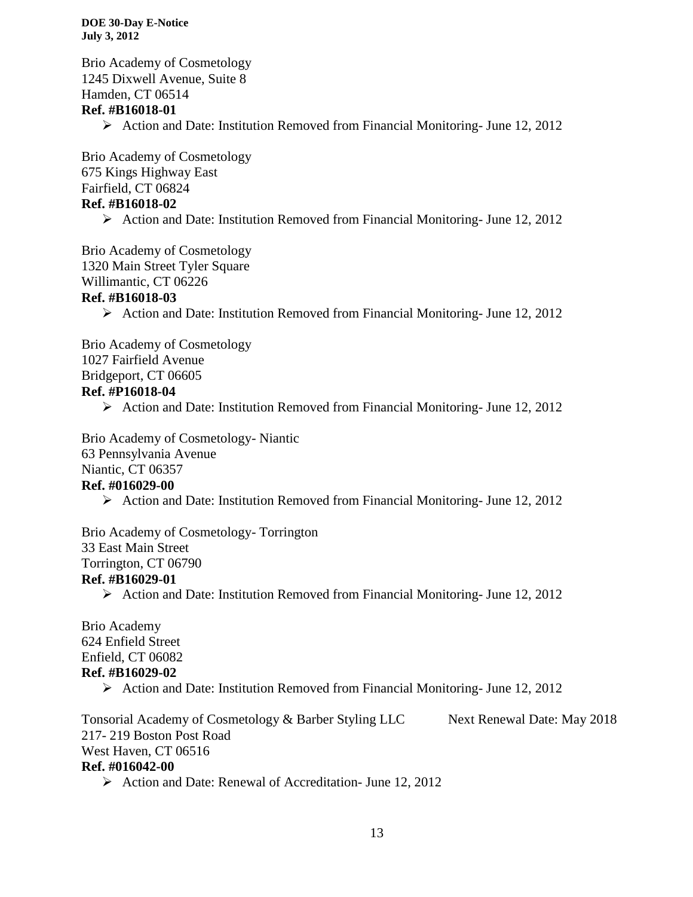Brio Academy of Cosmetology
1245 Dixwell Avenue, Suite 8
Hamden, CT 06514
**Ref. #B16018-01**

- Action and Date: Institution Removed from Financial Monitoring- June 12, 2012

Brio Academy of Cosmetology
675 Kings Highway East
Fairfield, CT 06824
**Ref. #B16018-02**

- Action and Date: Institution Removed from Financial Monitoring- June 12, 2012

Brio Academy of Cosmetology
1320 Main Street Tyler Square
Willimantic, CT 06226
**Ref. #B16018-03**

- Action and Date: Institution Removed from Financial Monitoring- June 12, 2012

Brio Academy of Cosmetology
1027 Fairfield Avenue
Bridgeport, CT 06605
**Ref. #P16018-04**

- Action and Date: Institution Removed from Financial Monitoring- June 12, 2012

Brio Academy of Cosmetology- Niantic
63 Pennsylvania Avenue
Niantic, CT 06357
**Ref. #016029-00**

- Action and Date: Institution Removed from Financial Monitoring- June 12, 2012

Brio Academy of Cosmetology- Torrington
33 East Main Street
Torrington, CT 06790
**Ref. #B16029-01**

- Action and Date: Institution Removed from Financial Monitoring- June 12, 2012

Brio Academy
624 Enfield Street
Enfield, CT 06082
**Ref. #B16029-02**

- Action and Date: Institution Removed from Financial Monitoring- June 12, 2012

Tonsorial Academy of Cosmetology & Barber Styling LLC Next Renewal Date: May 2018
217- 219 Boston Post Road
West Haven, CT 06516
**Ref. #016042-00**

- Action and Date: Renewal of Accreditation- June 12, 2012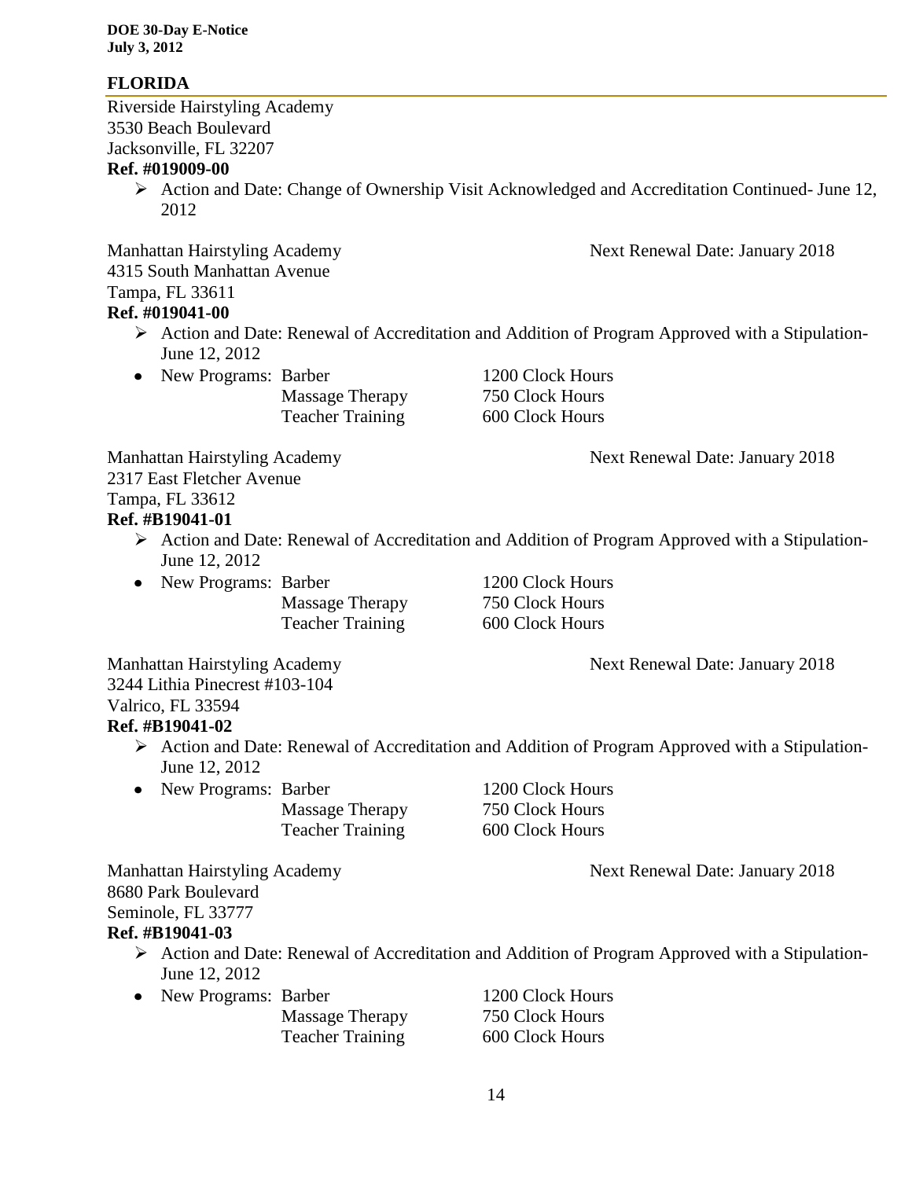## FLORIDA

Riverside Hairstyling Academy
3530 Beach Boulevard
Jacksonville, FL 32207
**Ref. #019009-00**

- Action and Date: Change of Ownership Visit Acknowledged and Accreditation Continued- June 12, 2012

Manhattan Hairstyling Academy — Next Renewal Date: January 2018
4315 South Manhattan Avenue
Tampa, FL 33611
**Ref. #019041-00**

- Action and Date: Renewal of Accreditation and Addition of Program Approved with a Stipulation- June 12, 2012
- New Programs:

| Program | Clock Hours |
|---|---|
| Barber | 1200 Clock Hours |
| Massage Therapy | 750 Clock Hours |
| Teacher Training | 600 Clock Hours |

Manhattan Hairstyling Academy — Next Renewal Date: January 2018
2317 East Fletcher Avenue
Tampa, FL 33612
**Ref. #B19041-01**

- Action and Date: Renewal of Accreditation and Addition of Program Approved with a Stipulation- June 12, 2012
- New Programs:

| Program | Clock Hours |
|---|---|
| Barber | 1200 Clock Hours |
| Massage Therapy | 750 Clock Hours |
| Teacher Training | 600 Clock Hours |

Manhattan Hairstyling Academy — Next Renewal Date: January 2018
3244 Lithia Pinecrest #103-104
Valrico, FL 33594
**Ref. #B19041-02**

- Action and Date: Renewal of Accreditation and Addition of Program Approved with a Stipulation- June 12, 2012
- New Programs:

| Program | Clock Hours |
|---|---|
| Barber | 1200 Clock Hours |
| Massage Therapy | 750 Clock Hours |
| Teacher Training | 600 Clock Hours |

Manhattan Hairstyling Academy — Next Renewal Date: January 2018
8680 Park Boulevard
Seminole, FL 33777
**Ref. #B19041-03**

- Action and Date: Renewal of Accreditation and Addition of Program Approved with a Stipulation- June 12, 2012
- New Programs:

| Program | Clock Hours |
|---|---|
| Barber | 1200 Clock Hours |
| Massage Therapy | 750 Clock Hours |
| Teacher Training | 600 Clock Hours |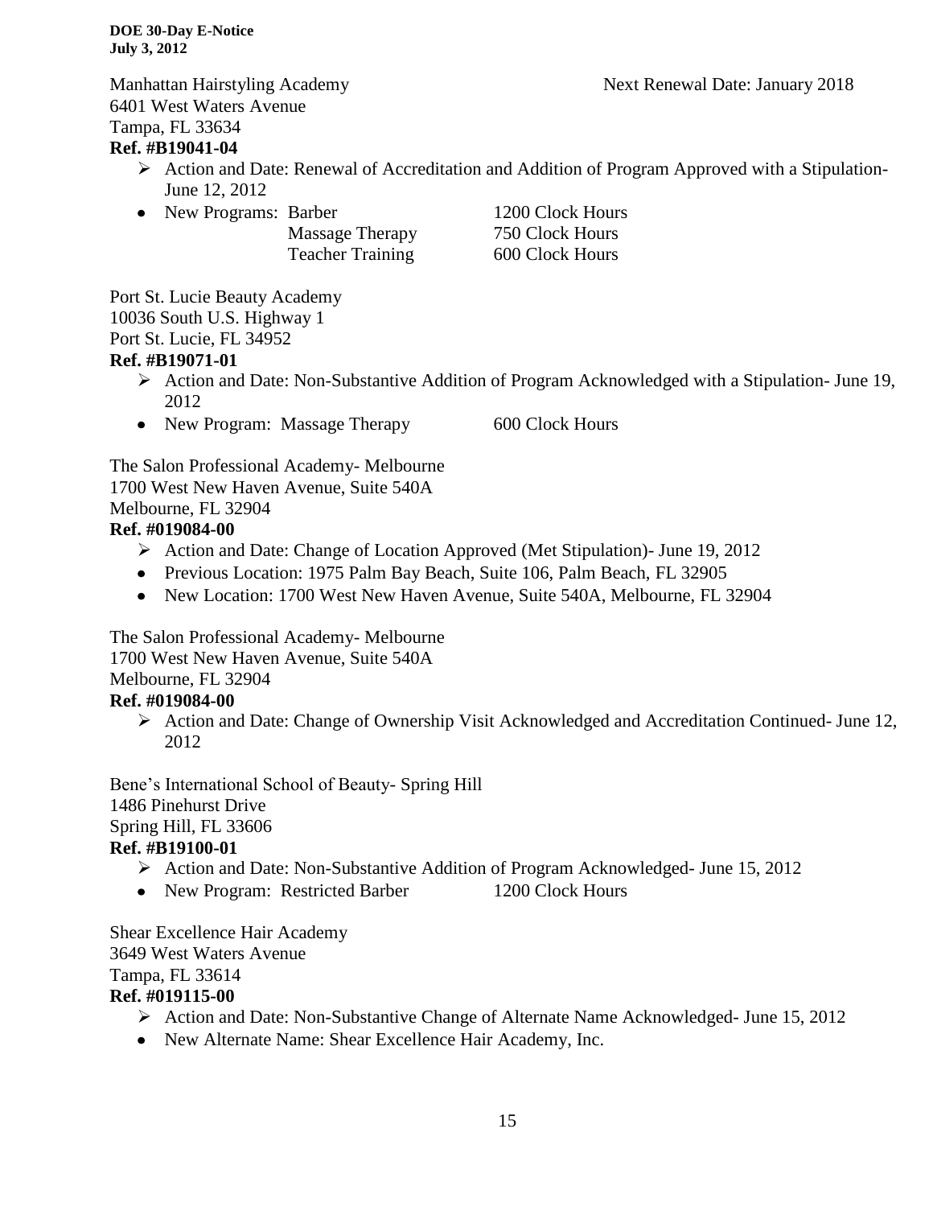Manhattan Hairstyling Academy — Next Renewal Date: January 2018
6401 West Waters Avenue
Tampa, FL 33634
**Ref. #B19041-04**

- Action and Date: Renewal of Accreditation and Addition of Program Approved with a Stipulation- June 12, 2012
- New Programs:

| Program | Clock Hours |
|---|---|
| Barber | 1200 Clock Hours |
| Massage Therapy | 750 Clock Hours |
| Teacher Training | 600 Clock Hours |

Port St. Lucie Beauty Academy
10036 South U.S. Highway 1
Port St. Lucie, FL 34952
**Ref. #B19071-01**

- Action and Date: Non-Substantive Addition of Program Acknowledged with a Stipulation- June 19, 2012
- New Program: Massage Therapy — 600 Clock Hours

The Salon Professional Academy- Melbourne
1700 West New Haven Avenue, Suite 540A
Melbourne, FL 32904
**Ref. #019084-00**

- Action and Date: Change of Location Approved (Met Stipulation)- June 19, 2012
- Previous Location: 1975 Palm Bay Beach, Suite 106, Palm Beach, FL 32905
- New Location: 1700 West New Haven Avenue, Suite 540A, Melbourne, FL 32904

The Salon Professional Academy- Melbourne
1700 West New Haven Avenue, Suite 540A
Melbourne, FL 32904
**Ref. #019084-00**

- Action and Date: Change of Ownership Visit Acknowledged and Accreditation Continued- June 12, 2012

Bene's International School of Beauty- Spring Hill
1486 Pinehurst Drive
Spring Hill, FL 33606
**Ref. #B19100-01**

- Action and Date: Non-Substantive Addition of Program Acknowledged- June 15, 2012
- New Program: Restricted Barber — 1200 Clock Hours

Shear Excellence Hair Academy
3649 West Waters Avenue
Tampa, FL 33614
**Ref. #019115-00**

- Action and Date: Non-Substantive Change of Alternate Name Acknowledged- June 15, 2012
- New Alternate Name: Shear Excellence Hair Academy, Inc.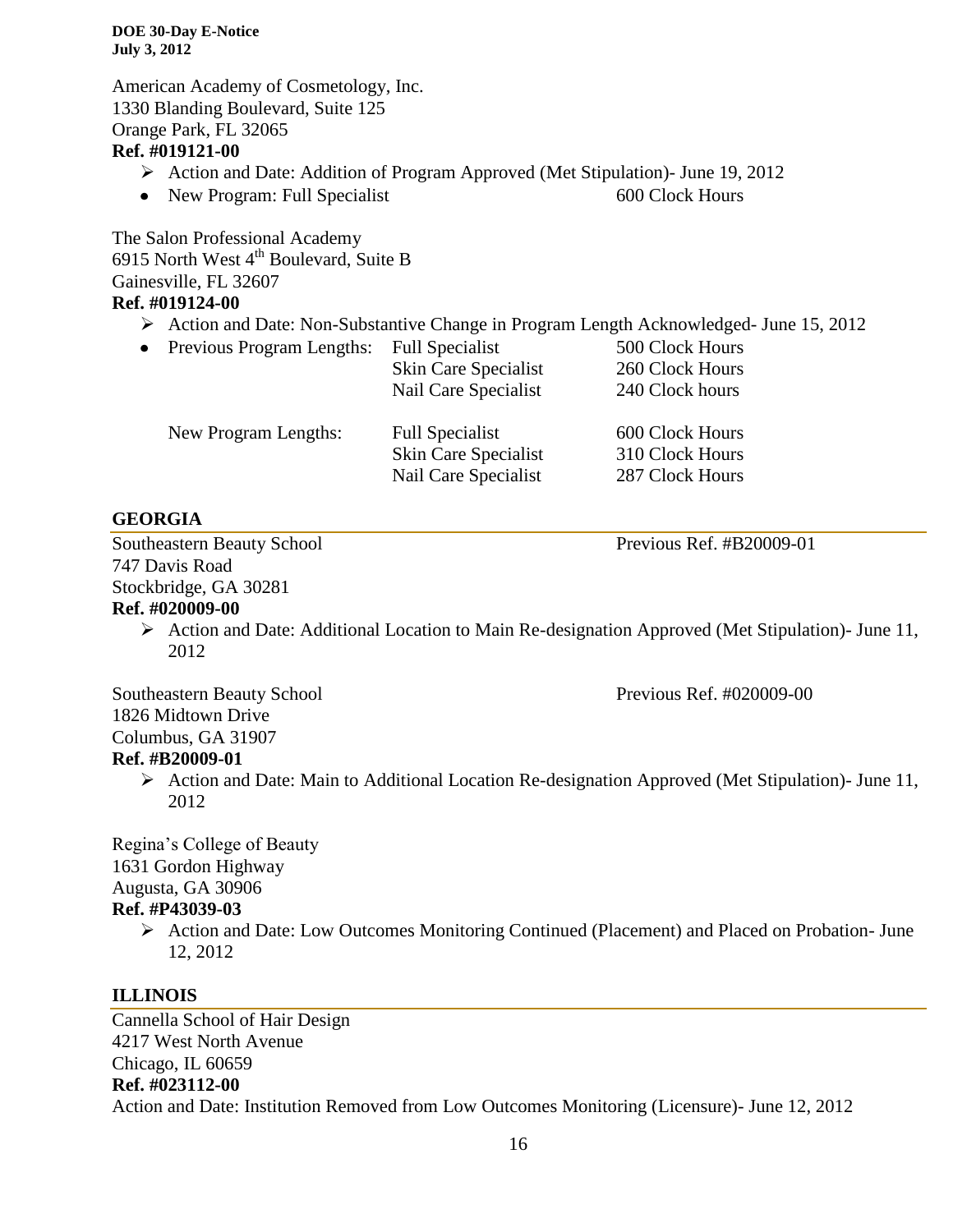American Academy of Cosmetology, Inc.
1330 Blanding Boulevard, Suite 125
Orange Park, FL 32065
**Ref. #019121-00**

- Action and Date: Addition of Program Approved (Met Stipulation)- June 19, 2012
- New Program: Full Specialist 600 Clock Hours

The Salon Professional Academy
6915 North West 4th Boulevard, Suite B
Gainesville, FL 32607
**Ref. #019124-00**

- Action and Date: Non-Substantive Change in Program Length Acknowledged- June 15, 2012
- Previous Program Lengths:

| | | |
|---|---|---|
| Previous Program Lengths: | Full Specialist | 500 Clock Hours |
| | Skin Care Specialist | 260 Clock Hours |
| | Nail Care Specialist | 240 Clock hours |
| New Program Lengths: | Full Specialist | 600 Clock Hours |
| | Skin Care Specialist | 310 Clock Hours |
| | Nail Care Specialist | 287 Clock Hours |

## GEORGIA

Southeastern Beauty School — Previous Ref. #B20009-01
747 Davis Road
Stockbridge, GA 30281
**Ref. #020009-00**

- Action and Date: Additional Location to Main Re-designation Approved (Met Stipulation)- June 11, 2012

Southeastern Beauty School — Previous Ref. #020009-00
1826 Midtown Drive
Columbus, GA 31907
**Ref. #B20009-01**

- Action and Date: Main to Additional Location Re-designation Approved (Met Stipulation)- June 11, 2012

Regina's College of Beauty
1631 Gordon Highway
Augusta, GA 30906
**Ref. #P43039-03**

- Action and Date: Low Outcomes Monitoring Continued (Placement) and Placed on Probation- June 12, 2012

## ILLINOIS

Cannella School of Hair Design
4217 West North Avenue
Chicago, IL 60659
**Ref. #023112-00**
Action and Date: Institution Removed from Low Outcomes Monitoring (Licensure)- June 12, 2012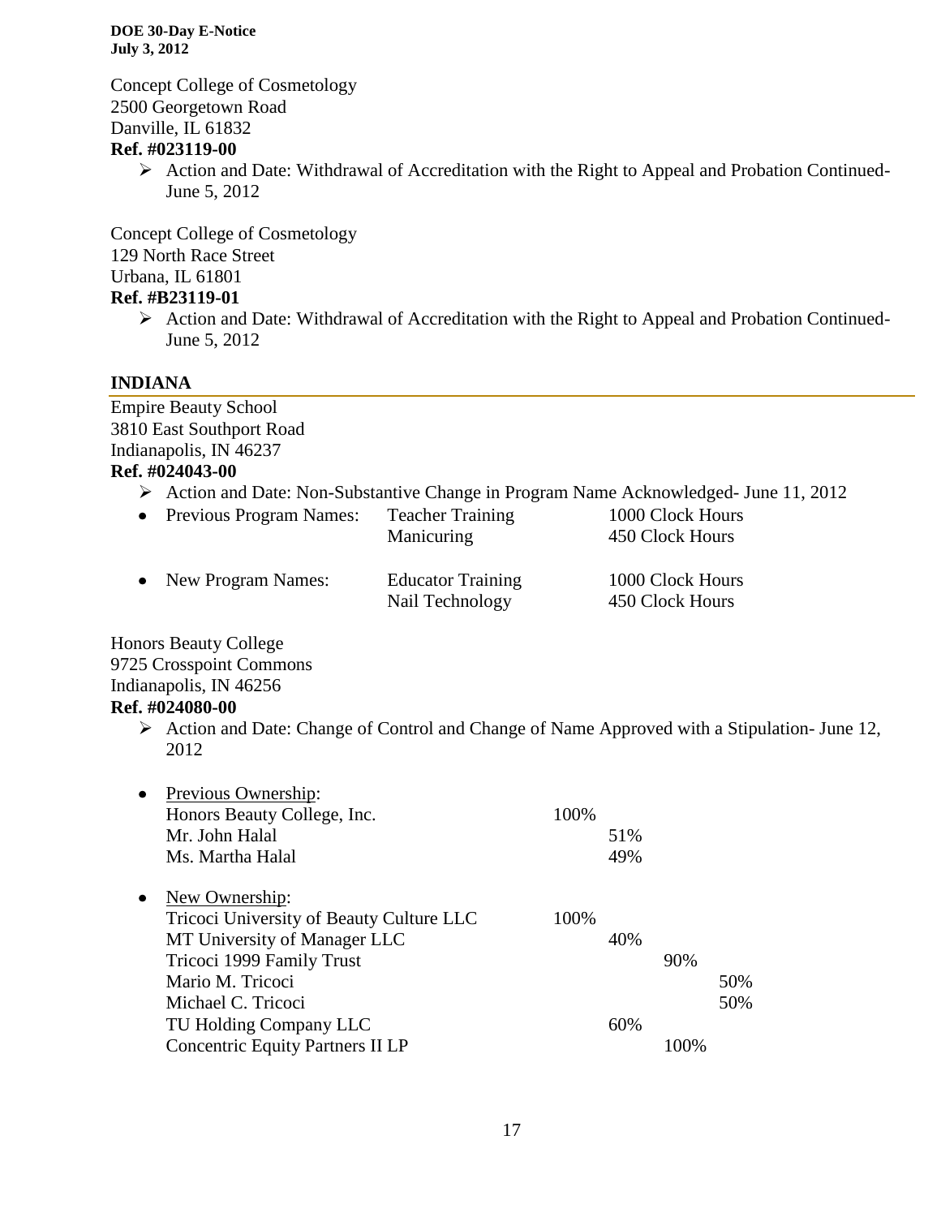Concept College of Cosmetology
2500 Georgetown Road
Danville, IL 61832
**Ref. #023119-00**

- Action and Date: Withdrawal of Accreditation with the Right to Appeal and Probation Continued- June 5, 2012

Concept College of Cosmetology
129 North Race Street
Urbana, IL 61801
**Ref. #B23119-01**

- Action and Date: Withdrawal of Accreditation with the Right to Appeal and Probation Continued- June 5, 2012

## INDIANA

Empire Beauty School
3810 East Southport Road
Indianapolis, IN 46237
**Ref. #024043-00**

- Action and Date: Non-Substantive Change in Program Name Acknowledged- June 11, 2012

| | | |
|---|---|---|
| Previous Program Names: | Teacher Training | 1000 Clock Hours |
| | Manicuring | 450 Clock Hours |
| New Program Names: | Educator Training | 1000 Clock Hours |
| | Nail Technology | 450 Clock Hours |

Honors Beauty College
9725 Crosspoint Commons
Indianapolis, IN 46256
**Ref. #024080-00**

- Action and Date: Change of Control and Change of Name Approved with a Stipulation- June 12, 2012

| Previous Ownership: | | | | |
|---|---|---|---|---|
| Honors Beauty College, Inc. | 100% | | | |
| Mr. John Halal | | 51% | | |
| Ms. Martha Halal | | 49% | | |

| New Ownership: | | | | |
|---|---|---|---|---|
| Tricoci University of Beauty Culture LLC | 100% | | | |
| MT University of Manager LLC | | 40% | | |
| Tricoci 1999 Family Trust | | | 90% | |
| Mario M. Tricoci | | | | 50% |
| Michael C. Tricoci | | | | 50% |
| TU Holding Company LLC | | 60% | | |
| Concentric Equity Partners II LP | | | 100% | |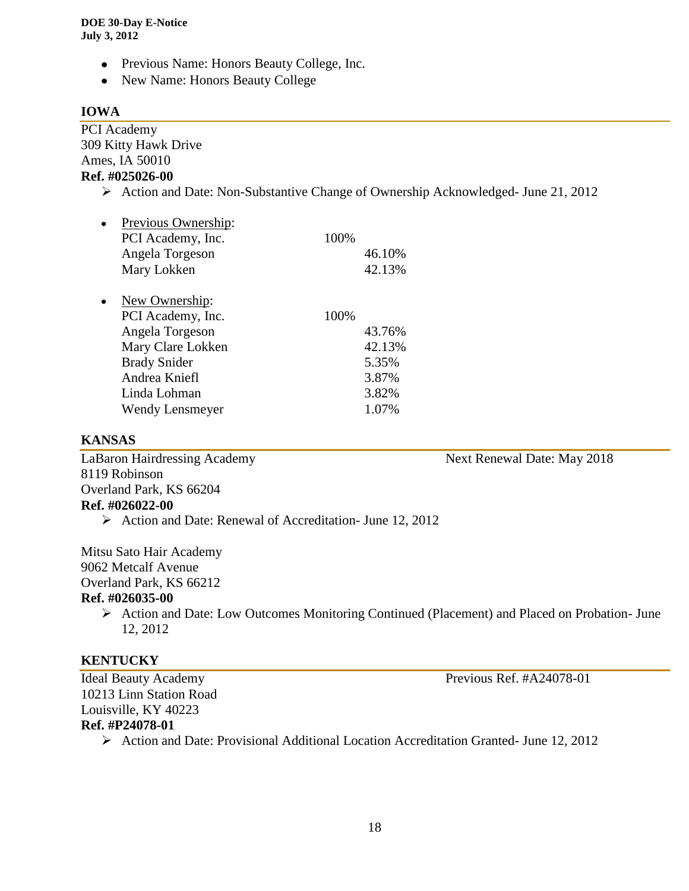- Previous Name: Honors Beauty College, Inc.
- New Name: Honors Beauty College

## IOWA

PCI Academy
309 Kitty Hawk Drive
Ames, IA 50010
**Ref. #025026-00**

- ➢ Action and Date: Non-Substantive Change of Ownership Acknowledged- June 21, 2012

- Previous Ownership:

| | | |
|---|---|---|
| PCI Academy, Inc. | 100% | |
| Angela Torgeson | | 46.10% |
| Mary Lokken | | 42.13% |

- New Ownership:

| | | |
|---|---|---|
| PCI Academy, Inc. | 100% | |
| Angela Torgeson | | 43.76% |
| Mary Clare Lokken | | 42.13% |
| Brady Snider | | 5.35% |
| Andrea Kniefl | | 3.87% |
| Linda Lohman | | 3.82% |
| Wendy Lensmeyer | | 1.07% |

## KANSAS

LaBaron Hairdressing Academy — Next Renewal Date: May 2018
8119 Robinson
Overland Park, KS 66204
**Ref. #026022-00**

- ➢ Action and Date: Renewal of Accreditation- June 12, 2012

Mitsu Sato Hair Academy
9062 Metcalf Avenue
Overland Park, KS 66212
**Ref. #026035-00**

- ➢ Action and Date: Low Outcomes Monitoring Continued (Placement) and Placed on Probation- June 12, 2012

## KENTUCKY

Ideal Beauty Academy — Previous Ref. #A24078-01
10213 Linn Station Road
Louisville, KY 40223
**Ref. #P24078-01**

- ➢ Action and Date: Provisional Additional Location Accreditation Granted- June 12, 2012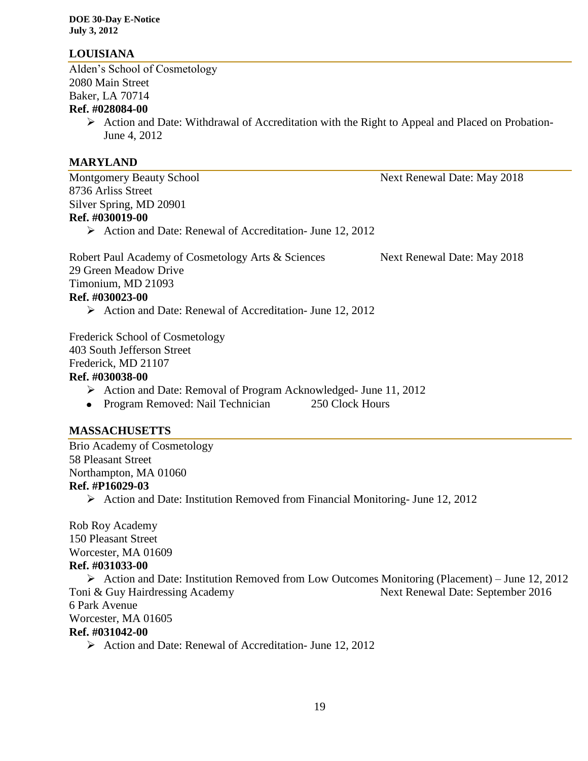## LOUISIANA

Alden's School of Cosmetology
2080 Main Street
Baker, LA 70714
**Ref. #028084-00**

- Action and Date: Withdrawal of Accreditation with the Right to Appeal and Placed on Probation- June 4, 2012

## MARYLAND

Montgomery Beauty School — Next Renewal Date: May 2018
8736 Arliss Street
Silver Spring, MD 20901
**Ref. #030019-00**

- Action and Date: Renewal of Accreditation- June 12, 2012

Robert Paul Academy of Cosmetology Arts & Sciences — Next Renewal Date: May 2018
29 Green Meadow Drive
Timonium, MD 21093
**Ref. #030023-00**

- Action and Date: Renewal of Accreditation- June 12, 2012

Frederick School of Cosmetology
403 South Jefferson Street
Frederick, MD 21107
**Ref. #030038-00**

- Action and Date: Removal of Program Acknowledged- June 11, 2012
- Program Removed: Nail Technician 250 Clock Hours

## MASSACHUSETTS

Brio Academy of Cosmetology
58 Pleasant Street
Northampton, MA 01060
**Ref. #P16029-03**

- Action and Date: Institution Removed from Financial Monitoring- June 12, 2012

Rob Roy Academy
150 Pleasant Street
Worcester, MA 01609
**Ref. #031033-00**

- Action and Date: Institution Removed from Low Outcomes Monitoring (Placement) – June 12, 2012

Toni & Guy Hairdressing Academy — Next Renewal Date: September 2016
6 Park Avenue
Worcester, MA 01605
**Ref. #031042-00**

- Action and Date: Renewal of Accreditation- June 12, 2012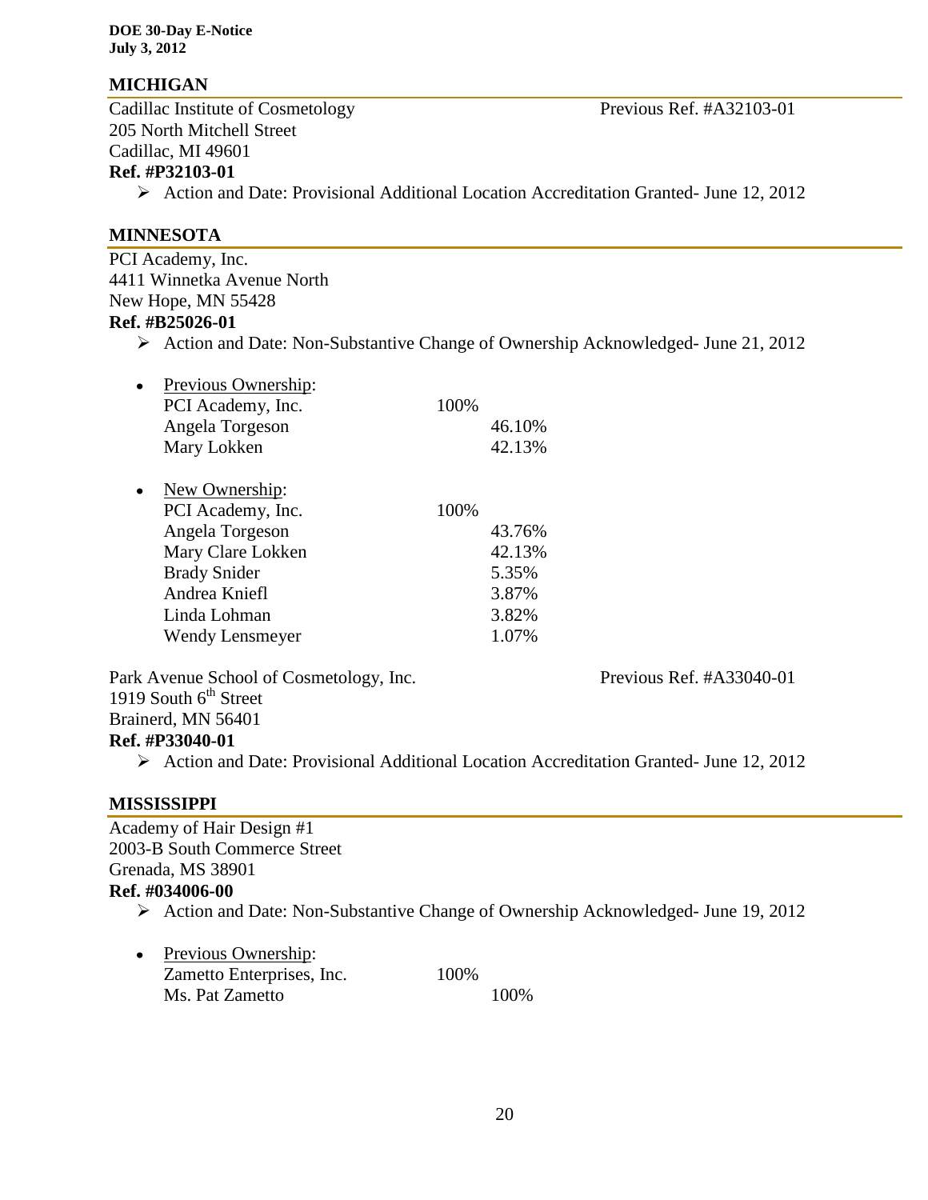## MICHIGAN

Cadillac Institute of Cosmetology — Previous Ref. #A32103-01
205 North Mitchell Street
Cadillac, MI 49601
**Ref. #P32103-01**

- Action and Date: Provisional Additional Location Accreditation Granted- June 12, 2012

## MINNESOTA

PCI Academy, Inc.
4411 Winnetka Avenue North
New Hope, MN 55428
**Ref. #B25026-01**

- Action and Date: Non-Substantive Change of Ownership Acknowledged- June 21, 2012

- Previous Ownership:

| | | |
|---|---|---|
| PCI Academy, Inc. | 100% | |
| Angela Torgeson | | 46.10% |
| Mary Lokken | | 42.13% |

- New Ownership:

| | | |
|---|---|---|
| PCI Academy, Inc. | 100% | |
| Angela Torgeson | | 43.76% |
| Mary Clare Lokken | | 42.13% |
| Brady Snider | | 5.35% |
| Andrea Kniefl | | 3.87% |
| Linda Lohman | | 3.82% |
| Wendy Lensmeyer | | 1.07% |

Park Avenue School of Cosmetology, Inc. — Previous Ref. #A33040-01
1919 South 6th Street
Brainerd, MN 56401
**Ref. #P33040-01**

- Action and Date: Provisional Additional Location Accreditation Granted- June 12, 2012

## MISSISSIPPI

Academy of Hair Design #1
2003-B South Commerce Street
Grenada, MS 38901
**Ref. #034006-00**

- Action and Date: Non-Substantive Change of Ownership Acknowledged- June 19, 2012

- Previous Ownership:

| | | |
|---|---|---|
| Zametto Enterprises, Inc. | 100% | |
| Ms. Pat Zametto | | 100% |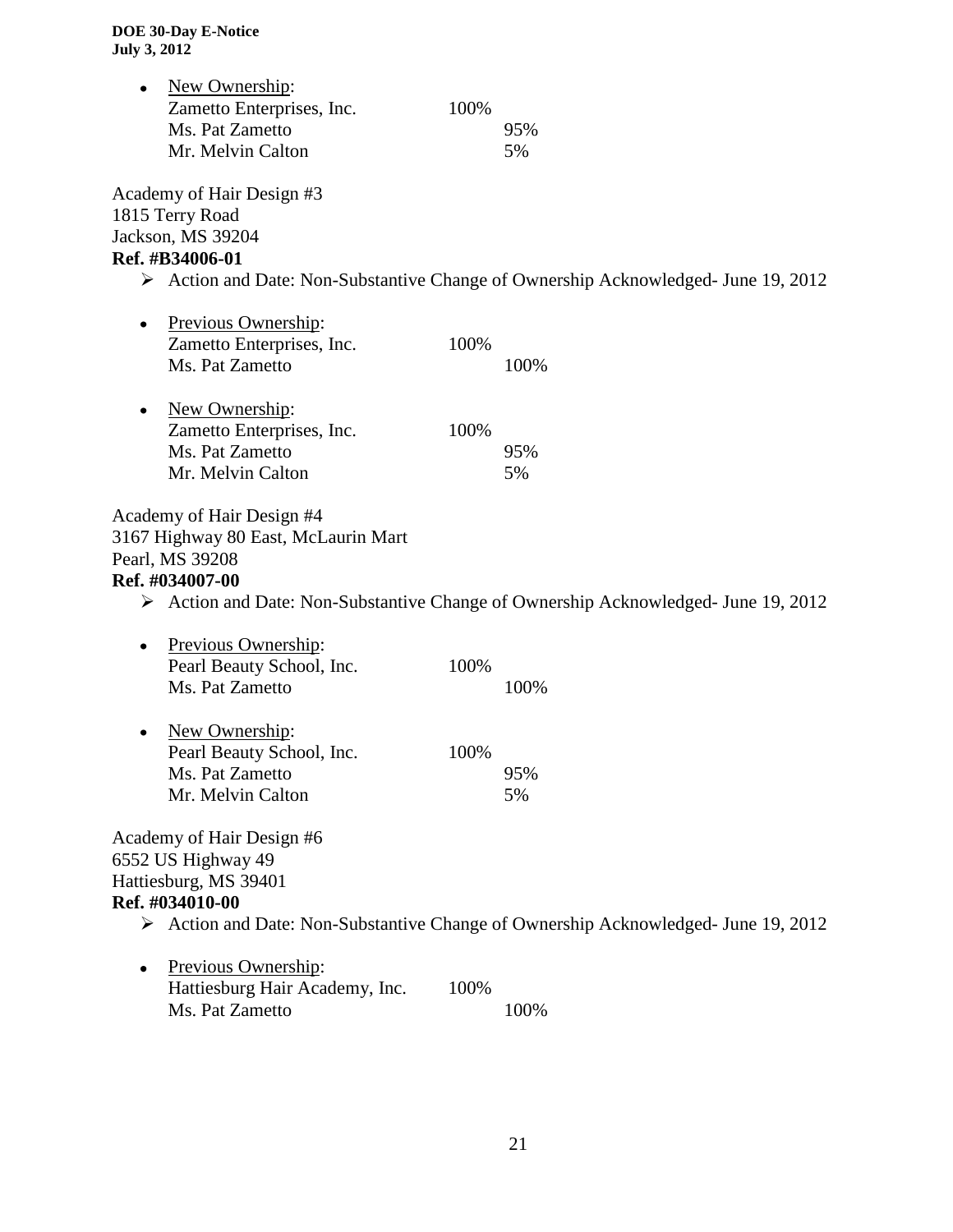- New Ownership:
  Zametto Enterprises, Inc. 100%
  Ms. Pat Zametto 95%
  Mr. Melvin Calton 5%

Academy of Hair Design #3
1815 Terry Road
Jackson, MS 39204
**Ref. #B34006-01**

- Action and Date: Non-Substantive Change of Ownership Acknowledged- June 19, 2012

- Previous Ownership:
  Zametto Enterprises, Inc. 100%
  Ms. Pat Zametto 100%

- New Ownership:
  Zametto Enterprises, Inc. 100%
  Ms. Pat Zametto 95%
  Mr. Melvin Calton 5%

Academy of Hair Design #4
3167 Highway 80 East, McLaurin Mart
Pearl, MS 39208
**Ref. #034007-00**

- Action and Date: Non-Substantive Change of Ownership Acknowledged- June 19, 2012

- Previous Ownership:
  Pearl Beauty School, Inc. 100%
  Ms. Pat Zametto 100%

- New Ownership:
  Pearl Beauty School, Inc. 100%
  Ms. Pat Zametto 95%
  Mr. Melvin Calton 5%

Academy of Hair Design #6
6552 US Highway 49
Hattiesburg, MS 39401
**Ref. #034010-00**

- Action and Date: Non-Substantive Change of Ownership Acknowledged- June 19, 2012

- Previous Ownership:
  Hattiesburg Hair Academy, Inc. 100%
  Ms. Pat Zametto 100%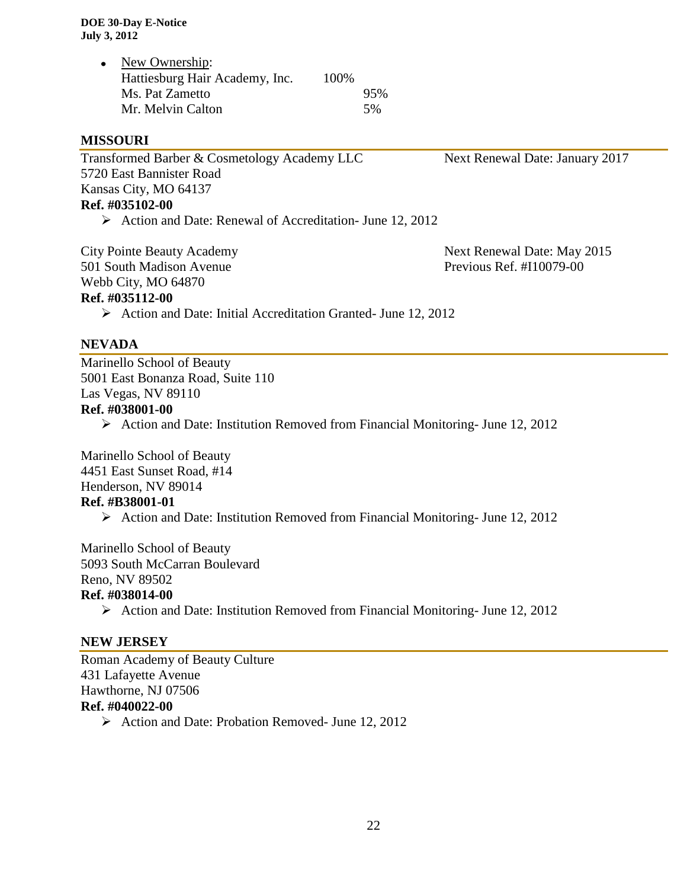- New Ownership:
  Hattiesburg Hair Academy, Inc. 100%
  Ms. Pat Zametto 95%
  Mr. Melvin Calton 5%

## MISSOURI

Transformed Barber & Cosmetology Academy LLC
5720 East Bannister Road
Kansas City, MO 64137
**Ref. #035102-00**

Next Renewal Date: January 2017

- Action and Date: Renewal of Accreditation- June 12, 2012

City Pointe Beauty Academy
501 South Madison Avenue
Webb City, MO 64870
**Ref. #035112-00**

Next Renewal Date: May 2015
Previous Ref. #I10079-00

- Action and Date: Initial Accreditation Granted- June 12, 2012

## NEVADA

Marinello School of Beauty
5001 East Bonanza Road, Suite 110
Las Vegas, NV 89110
**Ref. #038001-00**

- Action and Date: Institution Removed from Financial Monitoring- June 12, 2012

Marinello School of Beauty
4451 East Sunset Road, #14
Henderson, NV 89014
**Ref. #B38001-01**

- Action and Date: Institution Removed from Financial Monitoring- June 12, 2012

Marinello School of Beauty
5093 South McCarran Boulevard
Reno, NV 89502
**Ref. #038014-00**

- Action and Date: Institution Removed from Financial Monitoring- June 12, 2012

## NEW JERSEY

Roman Academy of Beauty Culture
431 Lafayette Avenue
Hawthorne, NJ 07506
**Ref. #040022-00**

- Action and Date: Probation Removed- June 12, 2012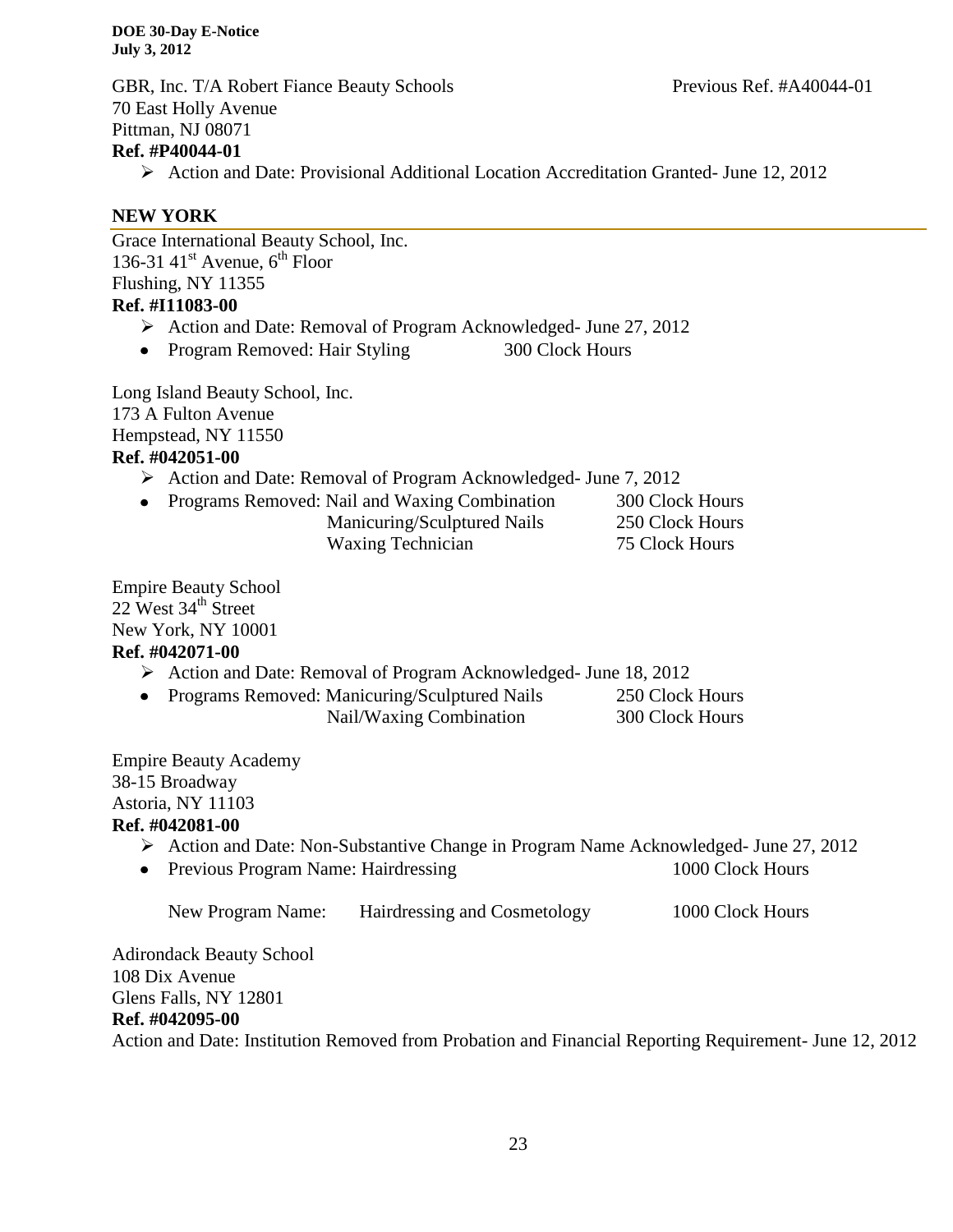GBR, Inc. T/A Robert Fiance Beauty Schools Previous Ref. #A40044-01
70 East Holly Avenue
Pittman, NJ 08071
**Ref. #P40044-01**

- Action and Date: Provisional Additional Location Accreditation Granted- June 12, 2012

## NEW YORK

Grace International Beauty School, Inc.
136-31 41st Avenue, 6th Floor
Flushing, NY 11355
**Ref. #I11083-00**

- Action and Date: Removal of Program Acknowledged- June 27, 2012
- Program Removed: Hair Styling 300 Clock Hours

Long Island Beauty School, Inc.
173 A Fulton Avenue
Hempstead, NY 11550
**Ref. #042051-00**

- Action and Date: Removal of Program Acknowledged- June 7, 2012
- Programs Removed: Nail and Waxing Combination 300 Clock Hours
  Manicuring/Sculptured Nails 250 Clock Hours
  Waxing Technician 75 Clock Hours

Empire Beauty School
22 West 34th Street
New York, NY 10001
**Ref. #042071-00**

- Action and Date: Removal of Program Acknowledged- June 18, 2012
- Programs Removed: Manicuring/Sculptured Nails 250 Clock Hours
  Nail/Waxing Combination 300 Clock Hours

Empire Beauty Academy
38-15 Broadway
Astoria, NY 11103
**Ref. #042081-00**

- Action and Date: Non-Substantive Change in Program Name Acknowledged- June 27, 2012
- Previous Program Name: Hairdressing 1000 Clock Hours

  New Program Name: Hairdressing and Cosmetology 1000 Clock Hours

Adirondack Beauty School
108 Dix Avenue
Glens Falls, NY 12801
**Ref. #042095-00**
Action and Date: Institution Removed from Probation and Financial Reporting Requirement- June 12, 2012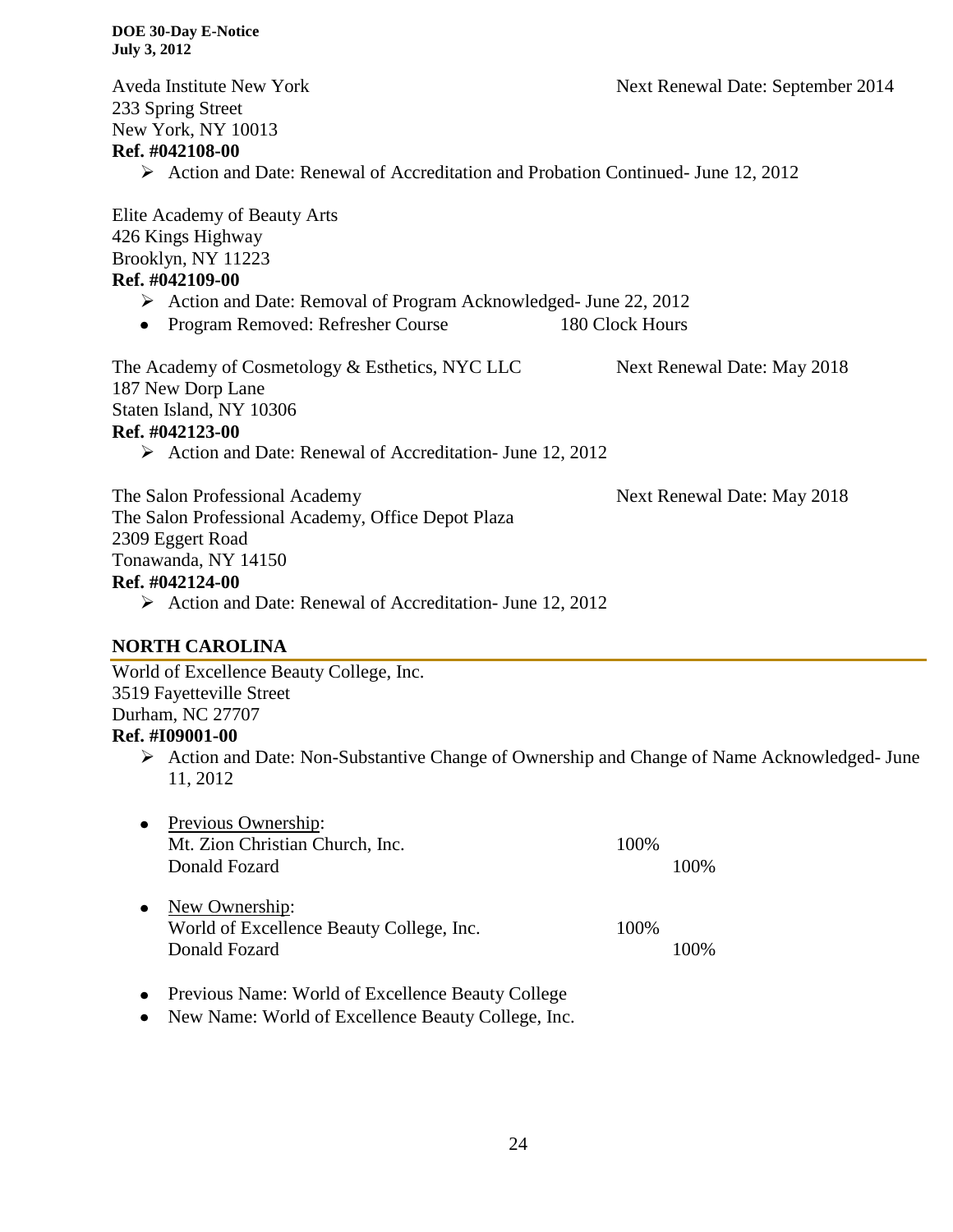Aveda Institute New York Next Renewal Date: September 2014
233 Spring Street
New York, NY 10013
**Ref. #042108-00**

- Action and Date: Renewal of Accreditation and Probation Continued- June 12, 2012

Elite Academy of Beauty Arts
426 Kings Highway
Brooklyn, NY 11223
**Ref. #042109-00**

- Action and Date: Removal of Program Acknowledged- June 22, 2012
- Program Removed: Refresher Course 180 Clock Hours

The Academy of Cosmetology & Esthetics, NYC LLC Next Renewal Date: May 2018
187 New Dorp Lane
Staten Island, NY 10306
**Ref. #042123-00**

- Action and Date: Renewal of Accreditation- June 12, 2012

The Salon Professional Academy Next Renewal Date: May 2018
The Salon Professional Academy, Office Depot Plaza
2309 Eggert Road
Tonawanda, NY 14150
**Ref. #042124-00**

- Action and Date: Renewal of Accreditation- June 12, 2012

## NORTH CAROLINA

World of Excellence Beauty College, Inc.
3519 Fayetteville Street
Durham, NC 27707
**Ref. #I09001-00**

- Action and Date: Non-Substantive Change of Ownership and Change of Name Acknowledged- June 11, 2012

- Previous Ownership:
  Mt. Zion Christian Church, Inc. 100%
  Donald Fozard 100%

- New Ownership:
  World of Excellence Beauty College, Inc. 100%
  Donald Fozard 100%

- Previous Name: World of Excellence Beauty College
- New Name: World of Excellence Beauty College, Inc.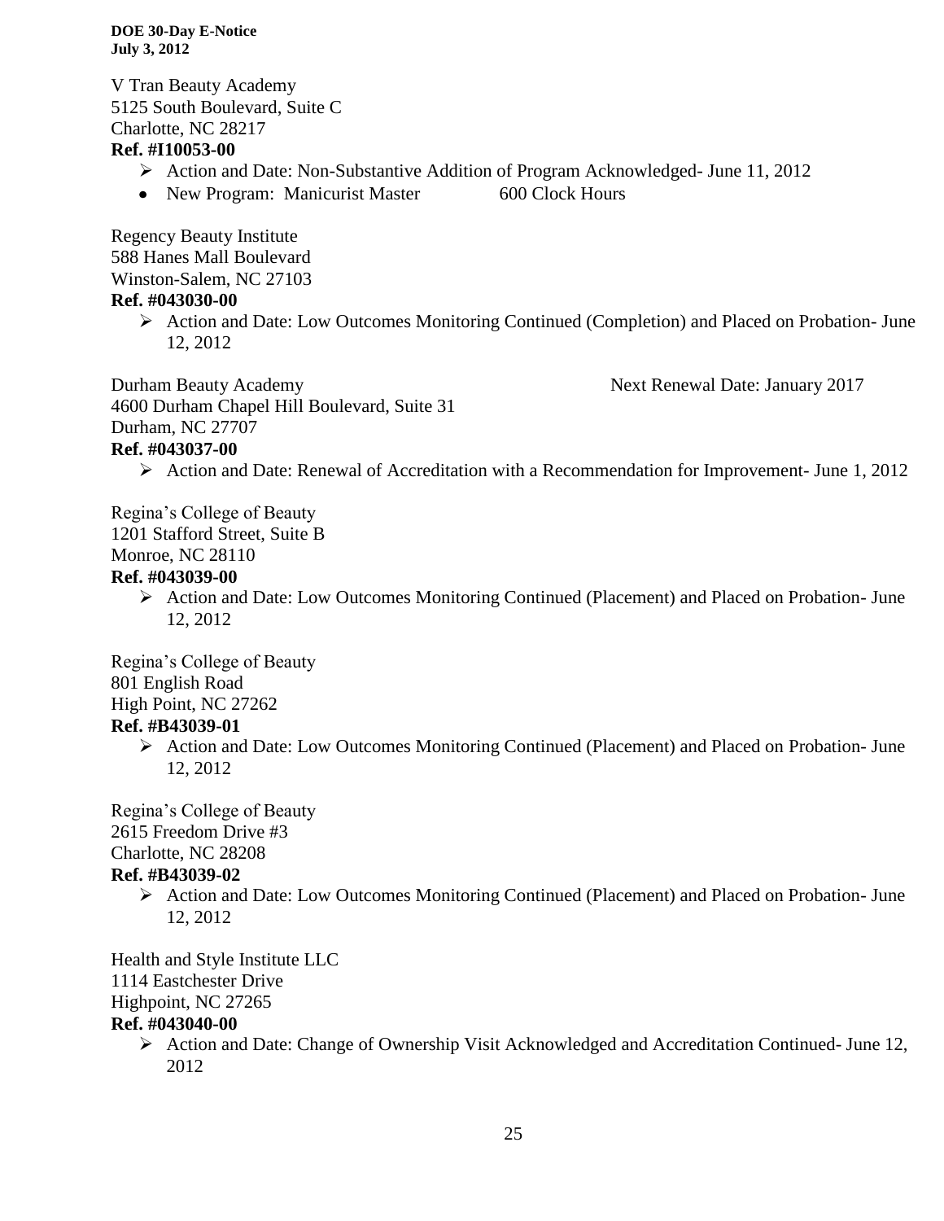V Tran Beauty Academy
5125 South Boulevard, Suite C
Charlotte, NC 28217
**Ref. #I10053-00**

- Action and Date: Non-Substantive Addition of Program Acknowledged- June 11, 2012
- New Program: Manicurist Master 600 Clock Hours

Regency Beauty Institute
588 Hanes Mall Boulevard
Winston-Salem, NC 27103
**Ref. #043030-00**

- Action and Date: Low Outcomes Monitoring Continued (Completion) and Placed on Probation- June 12, 2012

Durham Beauty Academy Next Renewal Date: January 2017
4600 Durham Chapel Hill Boulevard, Suite 31
Durham, NC 27707
**Ref. #043037-00**

- Action and Date: Renewal of Accreditation with a Recommendation for Improvement- June 1, 2012

Regina's College of Beauty
1201 Stafford Street, Suite B
Monroe, NC 28110
**Ref. #043039-00**

- Action and Date: Low Outcomes Monitoring Continued (Placement) and Placed on Probation- June 12, 2012

Regina's College of Beauty
801 English Road
High Point, NC 27262
**Ref. #B43039-01**

- Action and Date: Low Outcomes Monitoring Continued (Placement) and Placed on Probation- June 12, 2012

Regina's College of Beauty
2615 Freedom Drive #3
Charlotte, NC 28208
**Ref. #B43039-02**

- Action and Date: Low Outcomes Monitoring Continued (Placement) and Placed on Probation- June 12, 2012

Health and Style Institute LLC
1114 Eastchester Drive
Highpoint, NC 27265
**Ref. #043040-00**

- Action and Date: Change of Ownership Visit Acknowledged and Accreditation Continued- June 12, 2012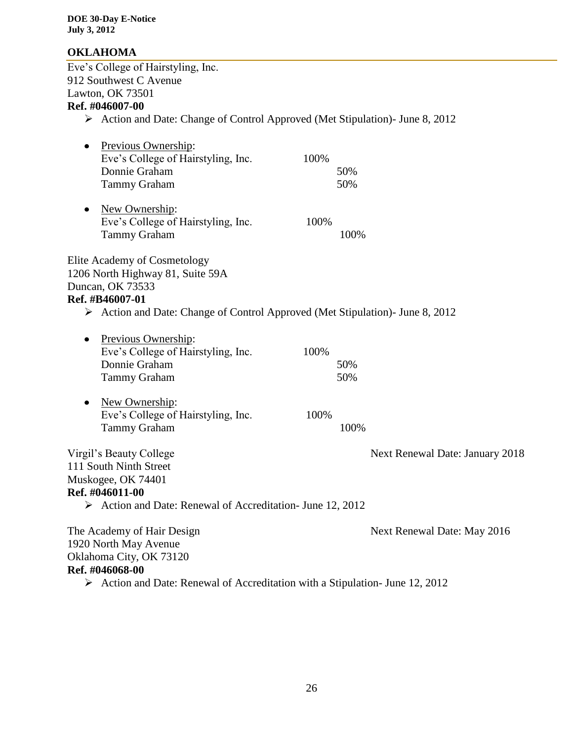## OKLAHOMA

Eve's College of Hairstyling, Inc.
912 Southwest C Avenue
Lawton, OK 73501
**Ref. #046007-00**

- Action and Date: Change of Control Approved (Met Stipulation)- June 8, 2012

  - Previous Ownership:
    Eve's College of Hairstyling, Inc. 100%
    Donnie Graham 50%
    Tammy Graham 50%

  - New Ownership:
    Eve's College of Hairstyling, Inc. 100%
    Tammy Graham 100%

Elite Academy of Cosmetology
1206 North Highway 81, Suite 59A
Duncan, OK 73533
**Ref. #B46007-01**

- Action and Date: Change of Control Approved (Met Stipulation)- June 8, 2012

  - Previous Ownership:
    Eve's College of Hairstyling, Inc. 100%
    Donnie Graham 50%
    Tammy Graham 50%

  - New Ownership:
    Eve's College of Hairstyling, Inc. 100%
    Tammy Graham 100%

Virgil's Beauty College — Next Renewal Date: January 2018
111 South Ninth Street
Muskogee, OK 74401
**Ref. #046011-00**

- Action and Date: Renewal of Accreditation- June 12, 2012

The Academy of Hair Design — Next Renewal Date: May 2016
1920 North May Avenue
Oklahoma City, OK 73120
**Ref. #046068-00**

- Action and Date: Renewal of Accreditation with a Stipulation- June 12, 2012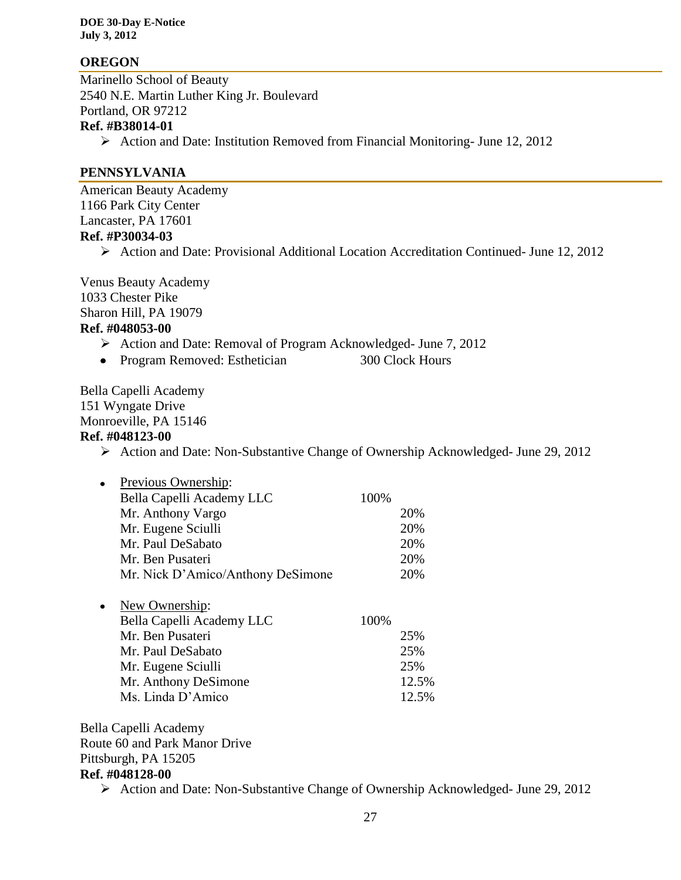## OREGON

Marinello School of Beauty
2540 N.E. Martin Luther King Jr. Boulevard
Portland, OR 97212
**Ref. #B38014-01**

- Action and Date: Institution Removed from Financial Monitoring- June 12, 2012

## PENNSYLVANIA

American Beauty Academy
1166 Park City Center
Lancaster, PA 17601
**Ref. #P30034-03**

- Action and Date: Provisional Additional Location Accreditation Continued- June 12, 2012

Venus Beauty Academy
1033 Chester Pike
Sharon Hill, PA 19079
**Ref. #048053-00**

- Action and Date: Removal of Program Acknowledged- June 7, 2012
- Program Removed: Esthetician 300 Clock Hours

Bella Capelli Academy
151 Wyngate Drive
Monroeville, PA 15146
**Ref. #048123-00**

- Action and Date: Non-Substantive Change of Ownership Acknowledged- June 29, 2012

- Previous Ownership:

| | | |
|---|---|---|
| Bella Capelli Academy LLC | 100% | |
| Mr. Anthony Vargo | | 20% |
| Mr. Eugene Sciulli | | 20% |
| Mr. Paul DeSabato | | 20% |
| Mr. Ben Pusateri | | 20% |
| Mr. Nick D'Amico/Anthony DeSimone | | 20% |

- New Ownership:

| | | |
|---|---|---|
| Bella Capelli Academy LLC | 100% | |
| Mr. Ben Pusateri | | 25% |
| Mr. Paul DeSabato | | 25% |
| Mr. Eugene Sciulli | | 25% |
| Mr. Anthony DeSimone | | 12.5% |
| Ms. Linda D'Amico | | 12.5% |

Bella Capelli Academy
Route 60 and Park Manor Drive
Pittsburgh, PA 15205
**Ref. #048128-00**

- Action and Date: Non-Substantive Change of Ownership Acknowledged- June 29, 2012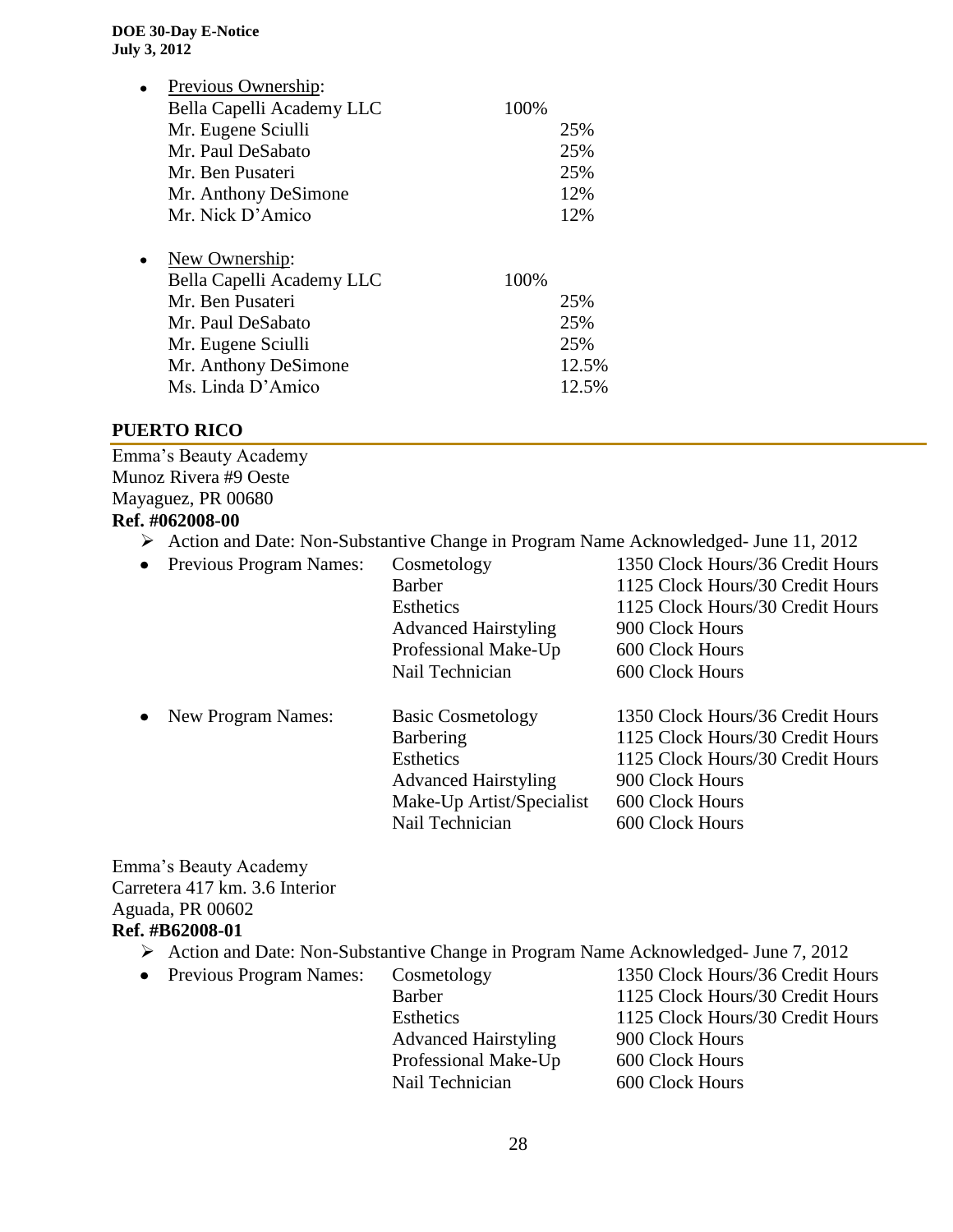- Previous Ownership:

| | | |
|---|---|---|
| Bella Capelli Academy LLC | 100% | |
| Mr. Eugene Sciulli | | 25% |
| Mr. Paul DeSabato | | 25% |
| Mr. Ben Pusateri | | 25% |
| Mr. Anthony DeSimone | | 12% |
| Mr. Nick D'Amico | | 12% |

- New Ownership:

| | | |
|---|---|---|
| Bella Capelli Academy LLC | 100% | |
| Mr. Ben Pusateri | | 25% |
| Mr. Paul DeSabato | | 25% |
| Mr. Eugene Sciulli | | 25% |
| Mr. Anthony DeSimone | | 12.5% |
| Ms. Linda D'Amico | | 12.5% |

## PUERTO RICO

Emma's Beauty Academy
Munoz Rivera #9 Oeste
Mayaguez, PR 00680
**Ref. #062008-00**

- Action and Date: Non-Substantive Change in Program Name Acknowledged- June 11, 2012
- Previous Program Names:

| | |
|---|---|
| Cosmetology | 1350 Clock Hours/36 Credit Hours |
| Barber | 1125 Clock Hours/30 Credit Hours |
| Esthetics | 1125 Clock Hours/30 Credit Hours |
| Advanced Hairstyling | 900 Clock Hours |
| Professional Make-Up | 600 Clock Hours |
| Nail Technician | 600 Clock Hours |

- New Program Names:

| | |
|---|---|
| Basic Cosmetology | 1350 Clock Hours/36 Credit Hours |
| Barbering | 1125 Clock Hours/30 Credit Hours |
| Esthetics | 1125 Clock Hours/30 Credit Hours |
| Advanced Hairstyling | 900 Clock Hours |
| Make-Up Artist/Specialist | 600 Clock Hours |
| Nail Technician | 600 Clock Hours |

Emma's Beauty Academy
Carretera 417 km. 3.6 Interior
Aguada, PR 00602
**Ref. #B62008-01**

- Action and Date: Non-Substantive Change in Program Name Acknowledged- June 7, 2012
- Previous Program Names:

| | |
|---|---|
| Cosmetology | 1350 Clock Hours/36 Credit Hours |
| Barber | 1125 Clock Hours/30 Credit Hours |
| Esthetics | 1125 Clock Hours/30 Credit Hours |
| Advanced Hairstyling | 900 Clock Hours |
| Professional Make-Up | 600 Clock Hours |
| Nail Technician | 600 Clock Hours |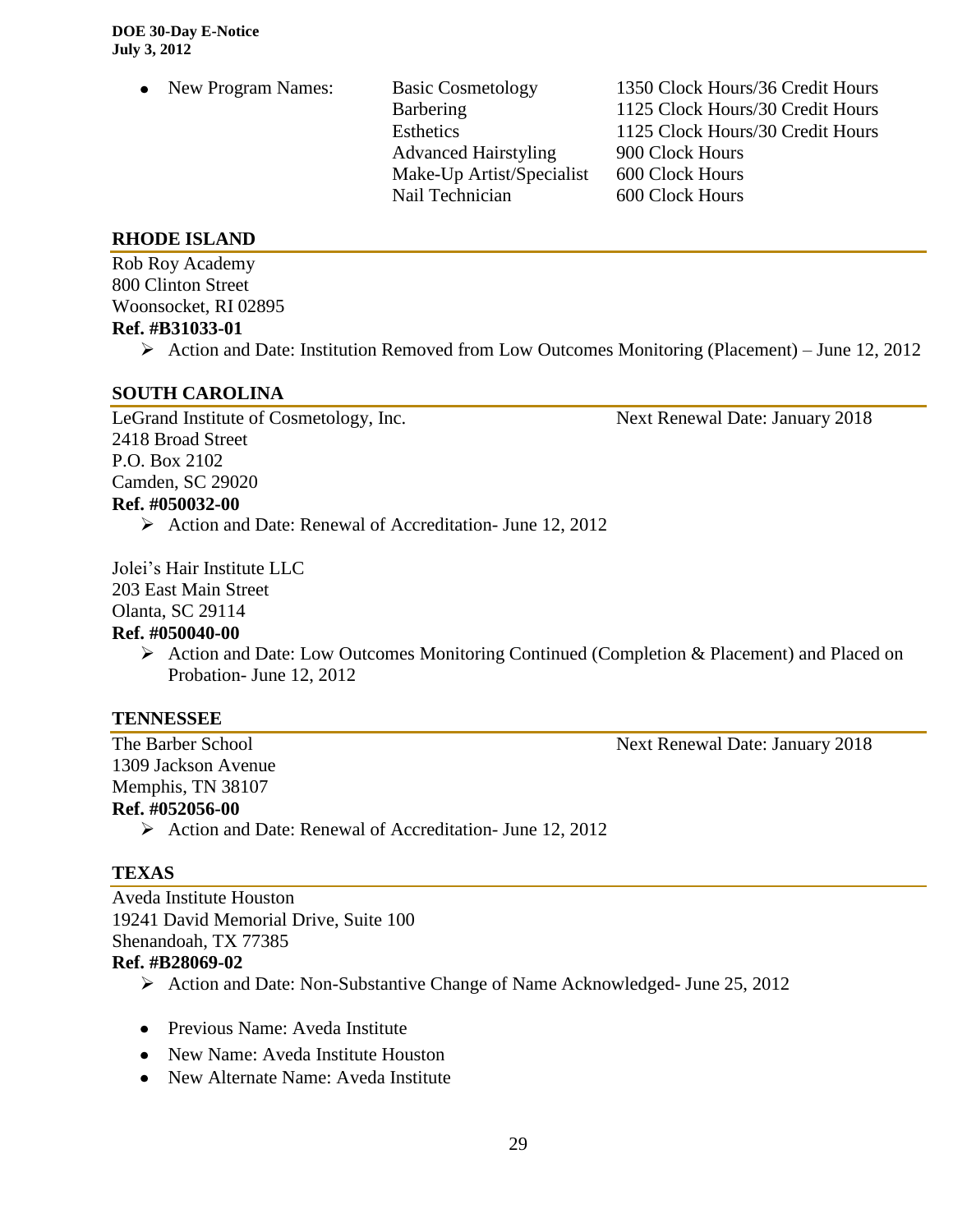- New Program Names:

| | |
|---|---|
| Basic Cosmetology | 1350 Clock Hours/36 Credit Hours |
| Barbering | 1125 Clock Hours/30 Credit Hours |
| Esthetics | 1125 Clock Hours/30 Credit Hours |
| Advanced Hairstyling | 900 Clock Hours |
| Make-Up Artist/Specialist | 600 Clock Hours |
| Nail Technician | 600 Clock Hours |

## RHODE ISLAND

Rob Roy Academy
800 Clinton Street
Woonsocket, RI 02895
**Ref. #B31033-01**

- Action and Date: Institution Removed from Low Outcomes Monitoring (Placement) – June 12, 2012

## SOUTH CAROLINA

LeGrand Institute of Cosmetology, Inc. — Next Renewal Date: January 2018
2418 Broad Street
P.O. Box 2102
Camden, SC 29020
**Ref. #050032-00**

- Action and Date: Renewal of Accreditation- June 12, 2012

Jolei's Hair Institute LLC
203 East Main Street
Olanta, SC 29114
**Ref. #050040-00**

- Action and Date: Low Outcomes Monitoring Continued (Completion & Placement) and Placed on Probation- June 12, 2012

## TENNESSEE

The Barber School — Next Renewal Date: January 2018
1309 Jackson Avenue
Memphis, TN 38107
**Ref. #052056-00**

- Action and Date: Renewal of Accreditation- June 12, 2012

## TEXAS

Aveda Institute Houston
19241 David Memorial Drive, Suite 100
Shenandoah, TX 77385
**Ref. #B28069-02**

- Action and Date: Non-Substantive Change of Name Acknowledged- June 25, 2012

- Previous Name: Aveda Institute
- New Name: Aveda Institute Houston
- New Alternate Name: Aveda Institute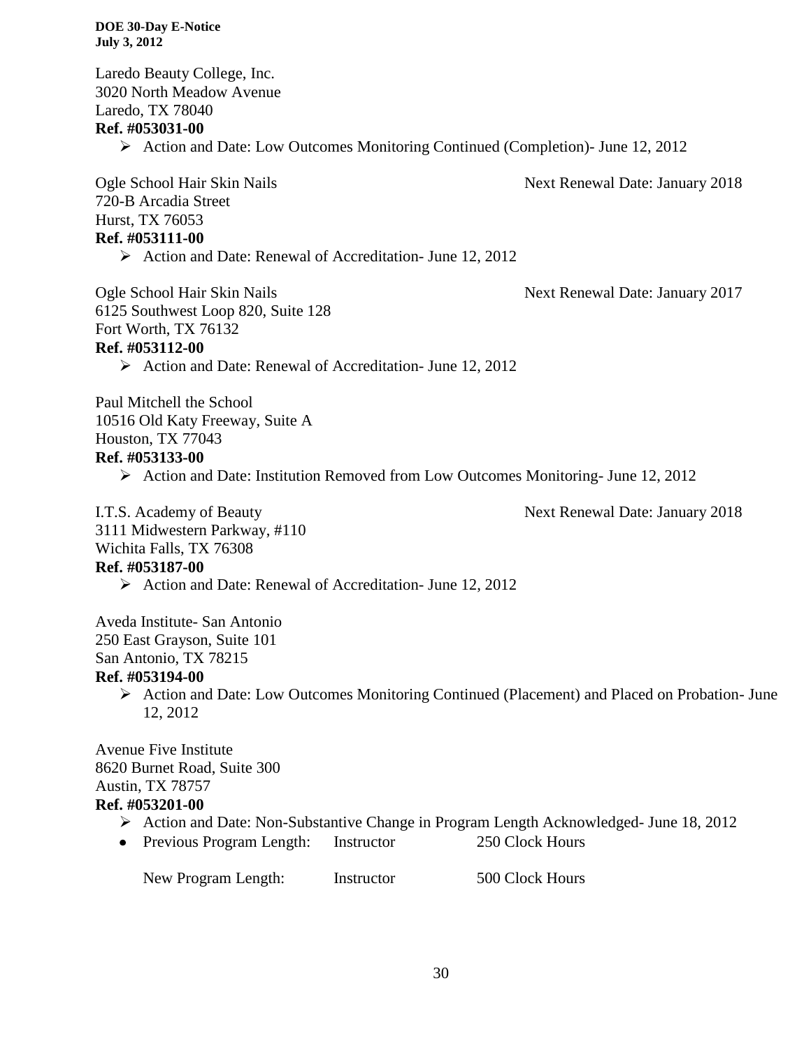Laredo Beauty College, Inc.
3020 North Meadow Avenue
Laredo, TX 78040
**Ref. #053031-00**

- Action and Date: Low Outcomes Monitoring Continued (Completion)- June 12, 2012

Ogle School Hair Skin Nails — Next Renewal Date: January 2018
720-B Arcadia Street
Hurst, TX 76053
**Ref. #053111-00**

- Action and Date: Renewal of Accreditation- June 12, 2012

Ogle School Hair Skin Nails — Next Renewal Date: January 2017
6125 Southwest Loop 820, Suite 128
Fort Worth, TX 76132
**Ref. #053112-00**

- Action and Date: Renewal of Accreditation- June 12, 2012

Paul Mitchell the School
10516 Old Katy Freeway, Suite A
Houston, TX 77043
**Ref. #053133-00**

- Action and Date: Institution Removed from Low Outcomes Monitoring- June 12, 2012

I.T.S. Academy of Beauty — Next Renewal Date: January 2018
3111 Midwestern Parkway, #110
Wichita Falls, TX 76308
**Ref. #053187-00**

- Action and Date: Renewal of Accreditation- June 12, 2012

Aveda Institute- San Antonio
250 East Grayson, Suite 101
San Antonio, TX 78215
**Ref. #053194-00**

- Action and Date: Low Outcomes Monitoring Continued (Placement) and Placed on Probation- June 12, 2012

Avenue Five Institute
8620 Burnet Road, Suite 300
Austin, TX 78757
**Ref. #053201-00**

- Action and Date: Non-Substantive Change in Program Length Acknowledged- June 18, 2012
- Previous Program Length: Instructor 250 Clock Hours

  New Program Length: Instructor 500 Clock Hours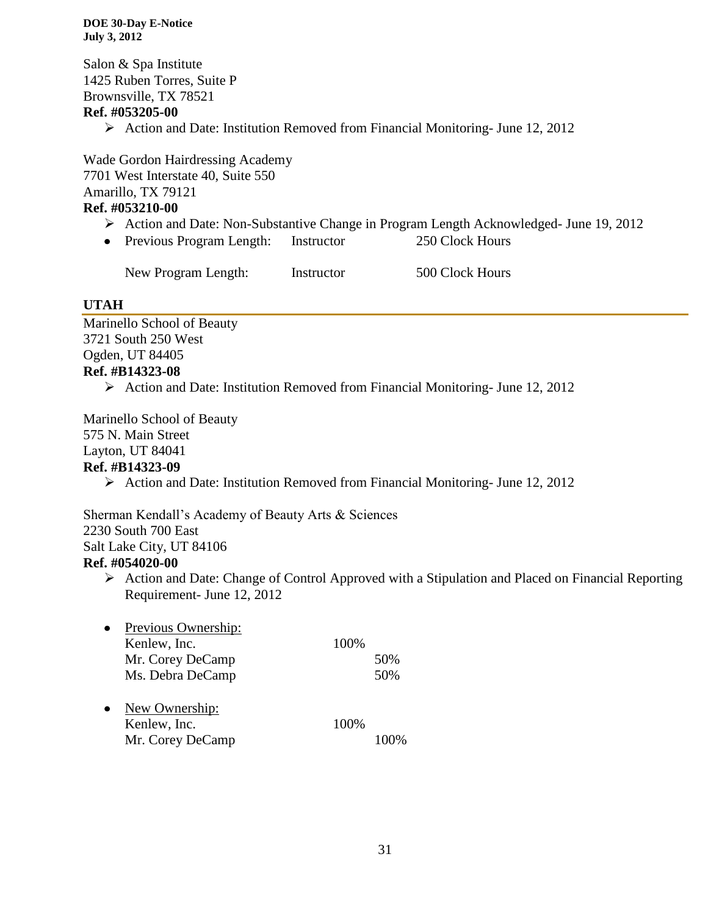Salon & Spa Institute
1425 Ruben Torres, Suite P
Brownsville, TX 78521
**Ref. #053205-00**

- Action and Date: Institution Removed from Financial Monitoring- June 12, 2012

Wade Gordon Hairdressing Academy
7701 West Interstate 40, Suite 550
Amarillo, TX 79121
**Ref. #053210-00**

- Action and Date: Non-Substantive Change in Program Length Acknowledged- June 19, 2012
- Previous Program Length: Instructor 250 Clock Hours

  New Program Length: Instructor 500 Clock Hours

## UTAH

Marinello School of Beauty
3721 South 250 West
Ogden, UT 84405
**Ref. #B14323-08**

- Action and Date: Institution Removed from Financial Monitoring- June 12, 2012

Marinello School of Beauty
575 N. Main Street
Layton, UT 84041
**Ref. #B14323-09**

- Action and Date: Institution Removed from Financial Monitoring- June 12, 2012

Sherman Kendall's Academy of Beauty Arts & Sciences
2230 South 700 East
Salt Lake City, UT 84106
**Ref. #054020-00**

- Action and Date: Change of Control Approved with a Stipulation and Placed on Financial Reporting Requirement- June 12, 2012

- Previous Ownership:
  Kenlew, Inc. 100%
  Mr. Corey DeCamp 50%
  Ms. Debra DeCamp 50%

- New Ownership:
  Kenlew, Inc. 100%
  Mr. Corey DeCamp 100%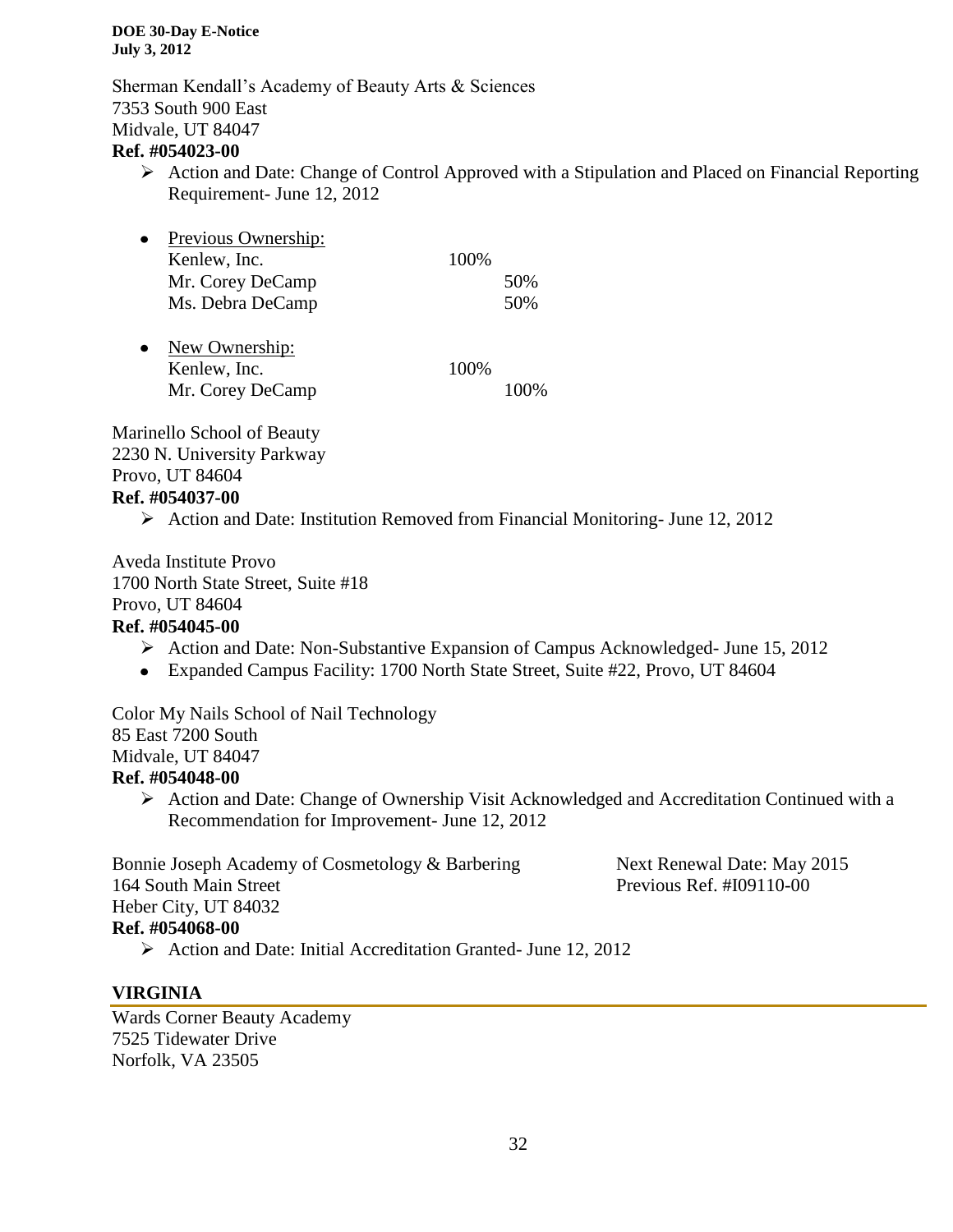Sherman Kendall's Academy of Beauty Arts & Sciences
7353 South 900 East
Midvale, UT 84047
**Ref. #054023-00**

- Action and Date: Change of Control Approved with a Stipulation and Placed on Financial Reporting Requirement- June 12, 2012

- Previous Ownership:
  Kenlew, Inc. 100%
  Mr. Corey DeCamp 50%
  Ms. Debra DeCamp 50%

- New Ownership:
  Kenlew, Inc. 100%
  Mr. Corey DeCamp 100%

Marinello School of Beauty
2230 N. University Parkway
Provo, UT 84604
**Ref. #054037-00**

- Action and Date: Institution Removed from Financial Monitoring- June 12, 2012

Aveda Institute Provo
1700 North State Street, Suite #18
Provo, UT 84604
**Ref. #054045-00**

- Action and Date: Non-Substantive Expansion of Campus Acknowledged- June 15, 2012
- Expanded Campus Facility: 1700 North State Street, Suite #22, Provo, UT 84604

Color My Nails School of Nail Technology
85 East 7200 South
Midvale, UT 84047
**Ref. #054048-00**

- Action and Date: Change of Ownership Visit Acknowledged and Accreditation Continued with a Recommendation for Improvement- June 12, 2012

Bonnie Joseph Academy of Cosmetology & Barbering
164 South Main Street
Heber City, UT 84032
**Ref. #054068-00**

Next Renewal Date: May 2015
Previous Ref. #I09110-00

- Action and Date: Initial Accreditation Granted- June 12, 2012

## VIRGINIA

Wards Corner Beauty Academy
7525 Tidewater Drive
Norfolk, VA 23505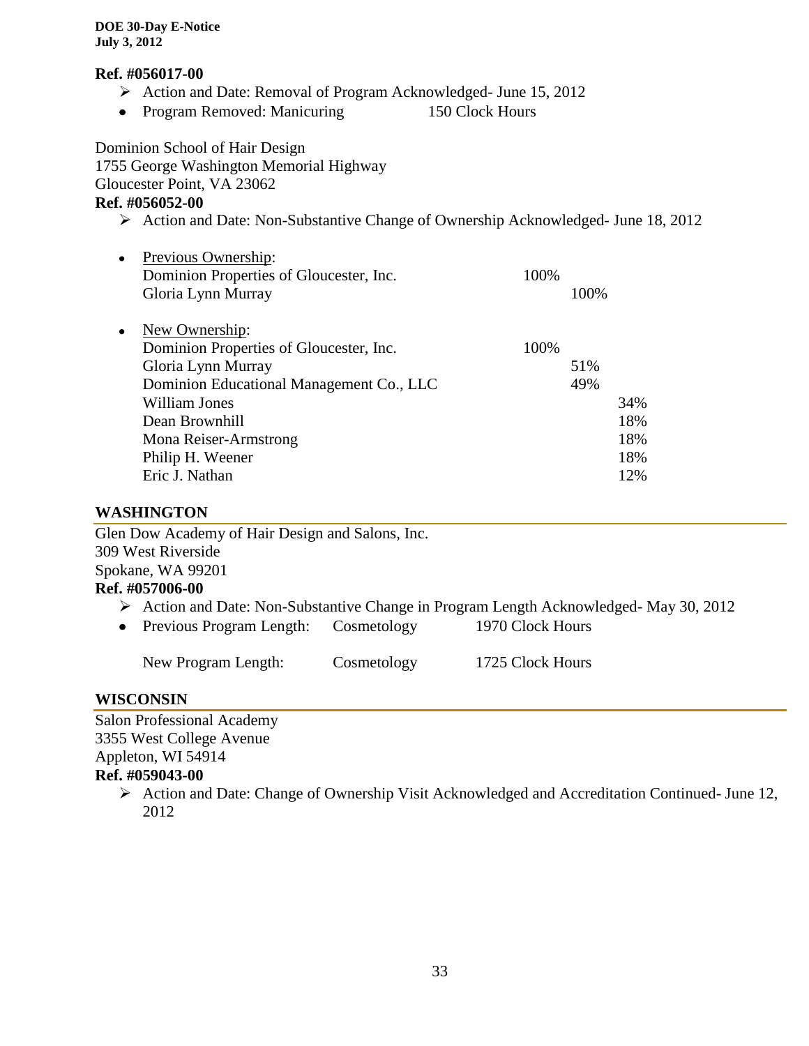**Ref. #056017-00**

- ➢ Action and Date: Removal of Program Acknowledged- June 15, 2012
- Program Removed: Manicuring 150 Clock Hours

Dominion School of Hair Design
1755 George Washington Memorial Highway
Gloucester Point, VA 23062

**Ref. #056052-00**

- ➢ Action and Date: Non-Substantive Change of Ownership Acknowledged- June 18, 2012

- Previous Ownership:

| | | | |
|---|---|---|---|
| Dominion Properties of Gloucester, Inc. | 100% | | |
| Gloria Lynn Murray | | 100% | |

- New Ownership:

| | | | |
|---|---|---|---|
| Dominion Properties of Gloucester, Inc. | 100% | | |
| Gloria Lynn Murray | | 51% | |
| Dominion Educational Management Co., LLC | | 49% | |
| William Jones | | | 34% |
| Dean Brownhill | | | 18% |
| Mona Reiser-Armstrong | | | 18% |
| Philip H. Weener | | | 18% |
| Eric J. Nathan | | | 12% |

## WASHINGTON

Glen Dow Academy of Hair Design and Salons, Inc.
309 West Riverside
Spokane, WA 99201

**Ref. #057006-00**

- ➢ Action and Date: Non-Substantive Change in Program Length Acknowledged- May 30, 2012
- Previous Program Length: Cosmetology 1970 Clock Hours

  New Program Length: Cosmetology 1725 Clock Hours

## WISCONSIN

Salon Professional Academy
3355 West College Avenue
Appleton, WI 54914

**Ref. #059043-00**

- ➢ Action and Date: Change of Ownership Visit Acknowledged and Accreditation Continued- June 12, 2012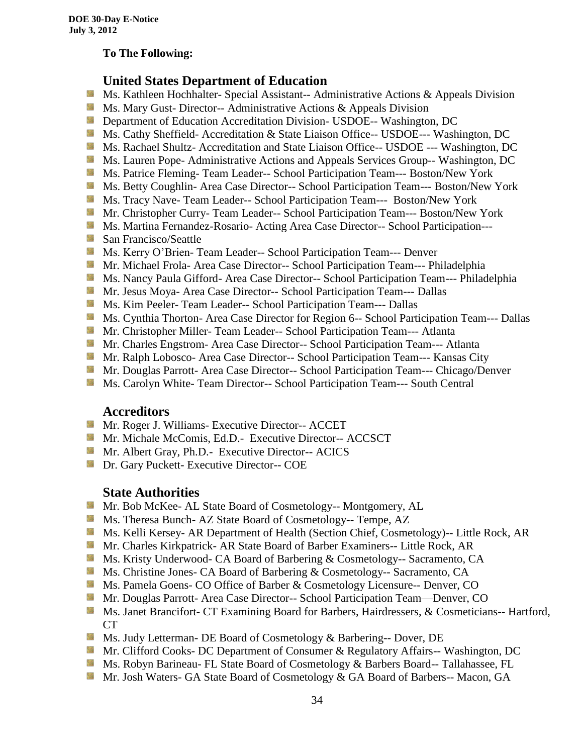**To The Following:**

## United States Department of Education

- Ms. Kathleen Hochhalter- Special Assistant-- Administrative Actions & Appeals Division
- Ms. Mary Gust- Director-- Administrative Actions & Appeals Division
- Department of Education Accreditation Division- USDOE-- Washington, DC
- Ms. Cathy Sheffield- Accreditation & State Liaison Office-- USDOE--- Washington, DC
- Ms. Rachael Shultz- Accreditation and State Liaison Office-- USDOE --- Washington, DC
- Ms. Lauren Pope- Administrative Actions and Appeals Services Group-- Washington, DC
- Ms. Patrice Fleming- Team Leader-- School Participation Team--- Boston/New York
- Ms. Betty Coughlin- Area Case Director-- School Participation Team--- Boston/New York
- Ms. Tracy Nave- Team Leader-- School Participation Team--- Boston/New York
- Mr. Christopher Curry- Team Leader-- School Participation Team--- Boston/New York
- Ms. Martina Fernandez-Rosario- Acting Area Case Director-- School Participation---
- San Francisco/Seattle
- Ms. Kerry O'Brien- Team Leader-- School Participation Team--- Denver
- Mr. Michael Frola- Area Case Director-- School Participation Team--- Philadelphia
- Ms. Nancy Paula Gifford- Area Case Director-- School Participation Team--- Philadelphia
- Mr. Jesus Moya- Area Case Director-- School Participation Team--- Dallas
- Ms. Kim Peeler- Team Leader-- School Participation Team--- Dallas
- Ms. Cynthia Thorton- Area Case Director for Region 6-- School Participation Team--- Dallas
- Mr. Christopher Miller- Team Leader-- School Participation Team--- Atlanta
- Mr. Charles Engstrom- Area Case Director-- School Participation Team--- Atlanta
- Mr. Ralph Lobosco- Area Case Director-- School Participation Team--- Kansas City
- Mr. Douglas Parrott- Area Case Director-- School Participation Team--- Chicago/Denver
- Ms. Carolyn White- Team Director-- School Participation Team--- South Central

## Accreditors

- Mr. Roger J. Williams- Executive Director-- ACCET
- Mr. Michale McComis, Ed.D.- Executive Director-- ACCSCT
- Mr. Albert Gray, Ph.D.- Executive Director-- ACICS
- Dr. Gary Puckett- Executive Director-- COE

## State Authorities

- Mr. Bob McKee- AL State Board of Cosmetology-- Montgomery, AL
- Ms. Theresa Bunch- AZ State Board of Cosmetology-- Tempe, AZ
- Ms. Kelli Kersey- AR Department of Health (Section Chief, Cosmetology)-- Little Rock, AR
- Mr. Charles Kirkpatrick- AR State Board of Barber Examiners-- Little Rock, AR
- Ms. Kristy Underwood- CA Board of Barbering & Cosmetology-- Sacramento, CA
- Ms. Christine Jones- CA Board of Barbering & Cosmetology-- Sacramento, CA
- Ms. Pamela Goens- CO Office of Barber & Cosmetology Licensure-- Denver, CO
- Mr. Douglas Parrott- Area Case Director-- School Participation Team—Denver, CO
- Ms. Janet Brancifort- CT Examining Board for Barbers, Hairdressers, & Cosmeticians-- Hartford, CT
- Ms. Judy Letterman- DE Board of Cosmetology & Barbering-- Dover, DE
- Mr. Clifford Cooks- DC Department of Consumer & Regulatory Affairs-- Washington, DC
- Ms. Robyn Barineau- FL State Board of Cosmetology & Barbers Board-- Tallahassee, FL
- Mr. Josh Waters- GA State Board of Cosmetology & GA Board of Barbers-- Macon, GA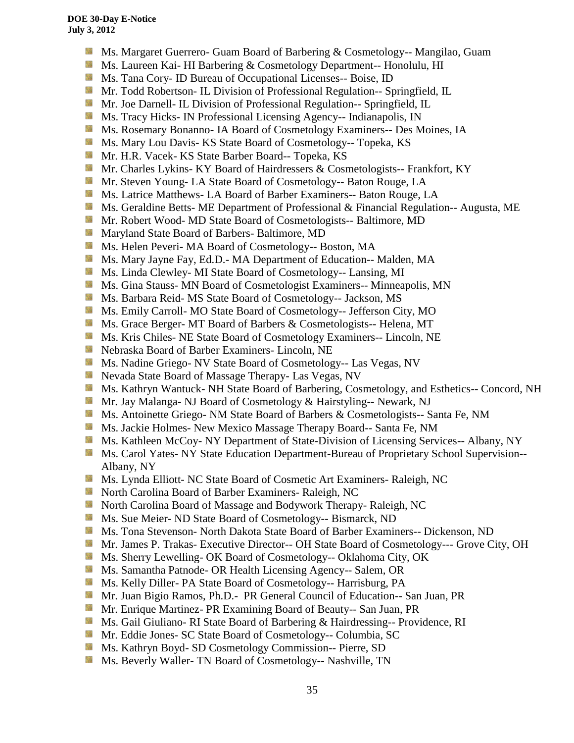- Ms. Margaret Guerrero- Guam Board of Barbering & Cosmetology-- Mangilao, Guam
- Ms. Laureen Kai- HI Barbering & Cosmetology Department-- Honolulu, HI
- Ms. Tana Cory- ID Bureau of Occupational Licenses-- Boise, ID
- Mr. Todd Robertson- IL Division of Professional Regulation-- Springfield, IL
- Mr. Joe Darnell- IL Division of Professional Regulation-- Springfield, IL
- Ms. Tracy Hicks- IN Professional Licensing Agency-- Indianapolis, IN
- Ms. Rosemary Bonanno- IA Board of Cosmetology Examiners-- Des Moines, IA
- Ms. Mary Lou Davis- KS State Board of Cosmetology-- Topeka, KS
- Mr. H.R. Vacek- KS State Barber Board-- Topeka, KS
- Mr. Charles Lykins- KY Board of Hairdressers & Cosmetologists-- Frankfort, KY
- Mr. Steven Young- LA State Board of Cosmetology-- Baton Rouge, LA
- Ms. Latrice Matthews- LA Board of Barber Examiners-- Baton Rouge, LA
- Ms. Geraldine Betts- ME Department of Professional & Financial Regulation-- Augusta, ME
- Mr. Robert Wood- MD State Board of Cosmetologists-- Baltimore, MD
- Maryland State Board of Barbers- Baltimore, MD
- Ms. Helen Peveri- MA Board of Cosmetology-- Boston, MA
- Ms. Mary Jayne Fay, Ed.D.- MA Department of Education-- Malden, MA
- Ms. Linda Clewley- MI State Board of Cosmetology-- Lansing, MI
- Ms. Gina Stauss- MN Board of Cosmetologist Examiners-- Minneapolis, MN
- Ms. Barbara Reid- MS State Board of Cosmetology-- Jackson, MS
- Ms. Emily Carroll- MO State Board of Cosmetology-- Jefferson City, MO
- Ms. Grace Berger- MT Board of Barbers & Cosmetologists-- Helena, MT
- Ms. Kris Chiles- NE State Board of Cosmetology Examiners-- Lincoln, NE
- Nebraska Board of Barber Examiners- Lincoln, NE
- Ms. Nadine Griego- NV State Board of Cosmetology-- Las Vegas, NV
- Nevada State Board of Massage Therapy- Las Vegas, NV
- Ms. Kathryn Wantuck- NH State Board of Barbering, Cosmetology, and Esthetics-- Concord, NH
- Mr. Jay Malanga- NJ Board of Cosmetology & Hairstyling-- Newark, NJ
- Ms. Antoinette Griego- NM State Board of Barbers & Cosmetologists-- Santa Fe, NM
- Ms. Jackie Holmes- New Mexico Massage Therapy Board-- Santa Fe, NM
- Ms. Kathleen McCoy- NY Department of State-Division of Licensing Services-- Albany, NY
- Ms. Carol Yates- NY State Education Department-Bureau of Proprietary School Supervision-- Albany, NY
- Ms. Lynda Elliott- NC State Board of Cosmetic Art Examiners- Raleigh, NC
- North Carolina Board of Barber Examiners- Raleigh, NC
- North Carolina Board of Massage and Bodywork Therapy- Raleigh, NC
- Ms. Sue Meier- ND State Board of Cosmetology-- Bismarck, ND
- Ms. Tona Stevenson- North Dakota State Board of Barber Examiners-- Dickenson, ND
- Mr. James P. Trakas- Executive Director-- OH State Board of Cosmetology--- Grove City, OH
- Ms. Sherry Lewelling- OK Board of Cosmetology-- Oklahoma City, OK
- Ms. Samantha Patnode- OR Health Licensing Agency-- Salem, OR
- Ms. Kelly Diller- PA State Board of Cosmetology-- Harrisburg, PA
- Mr. Juan Bigio Ramos, Ph.D.- PR General Council of Education-- San Juan, PR
- Mr. Enrique Martinez- PR Examining Board of Beauty-- San Juan, PR
- Ms. Gail Giuliano- RI State Board of Barbering & Hairdressing-- Providence, RI
- Mr. Eddie Jones- SC State Board of Cosmetology-- Columbia, SC
- Ms. Kathryn Boyd- SD Cosmetology Commission-- Pierre, SD
- Ms. Beverly Waller- TN Board of Cosmetology-- Nashville, TN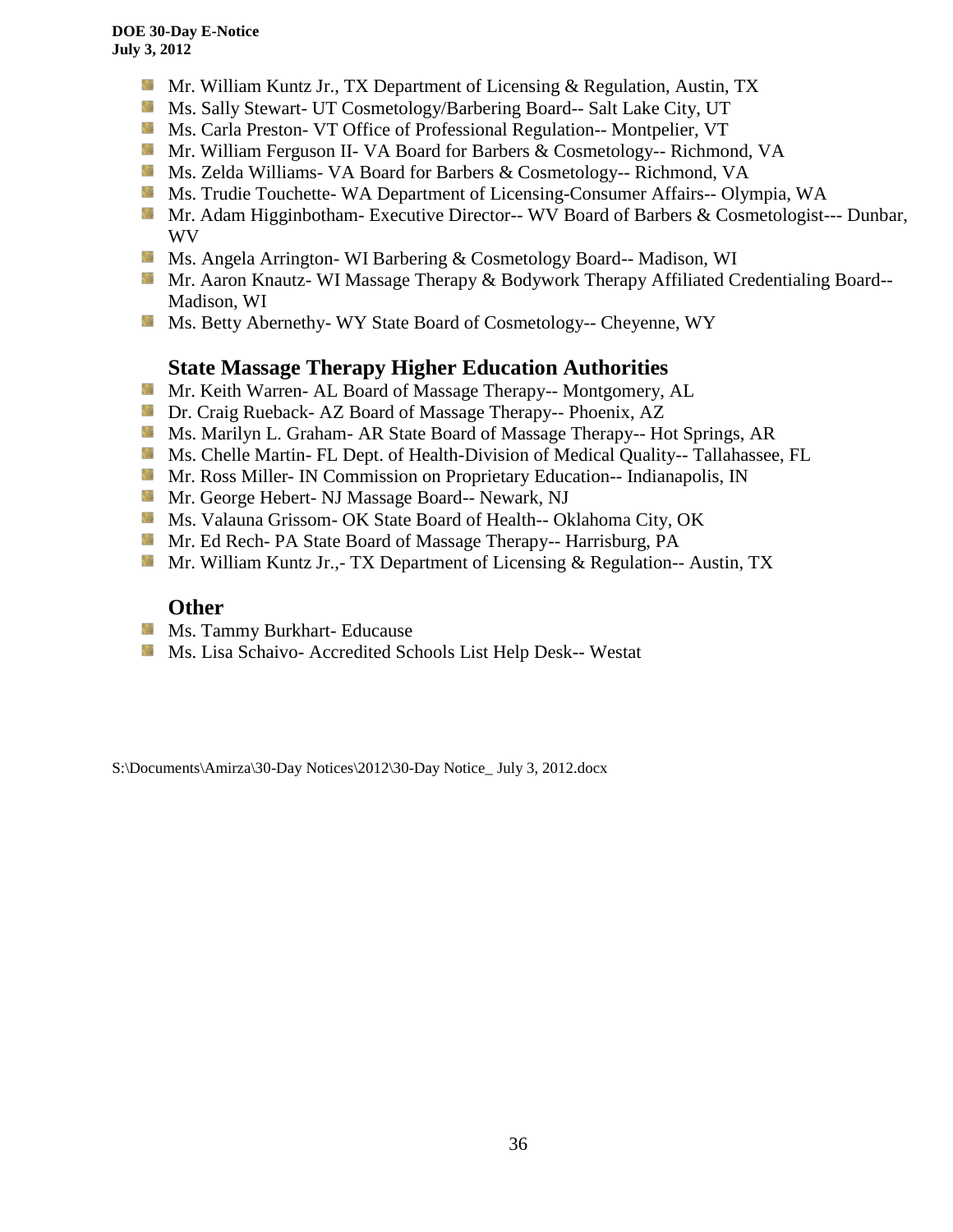- Mr. William Kuntz Jr., TX Department of Licensing & Regulation, Austin, TX
- Ms. Sally Stewart- UT Cosmetology/Barbering Board-- Salt Lake City, UT
- Ms. Carla Preston- VT Office of Professional Regulation-- Montpelier, VT
- Mr. William Ferguson II- VA Board for Barbers & Cosmetology-- Richmond, VA
- Ms. Zelda Williams- VA Board for Barbers & Cosmetology-- Richmond, VA
- Ms. Trudie Touchette- WA Department of Licensing-Consumer Affairs-- Olympia, WA
- Mr. Adam Higginbotham- Executive Director-- WV Board of Barbers & Cosmetologist--- Dunbar, WV
- Ms. Angela Arrington- WI Barbering & Cosmetology Board-- Madison, WI
- Mr. Aaron Knautz- WI Massage Therapy & Bodywork Therapy Affiliated Credentialing Board-- Madison, WI
- Ms. Betty Abernethy- WY State Board of Cosmetology-- Cheyenne, WY

## State Massage Therapy Higher Education Authorities

- Mr. Keith Warren- AL Board of Massage Therapy-- Montgomery, AL
- Dr. Craig Rueback- AZ Board of Massage Therapy-- Phoenix, AZ
- Ms. Marilyn L. Graham- AR State Board of Massage Therapy-- Hot Springs, AR
- Ms. Chelle Martin- FL Dept. of Health-Division of Medical Quality-- Tallahassee, FL
- Mr. Ross Miller- IN Commission on Proprietary Education-- Indianapolis, IN
- Mr. George Hebert- NJ Massage Board-- Newark, NJ
- Ms. Valauna Grissom- OK State Board of Health-- Oklahoma City, OK
- Mr. Ed Rech- PA State Board of Massage Therapy-- Harrisburg, PA
- Mr. William Kuntz Jr.,- TX Department of Licensing & Regulation-- Austin, TX

## Other

- Ms. Tammy Burkhart- Educause
- Ms. Lisa Schaivo- Accredited Schools List Help Desk-- Westat

S:\Documents\Amirza\30-Day Notices\2012\30-Day Notice_ July 3, 2012.docx